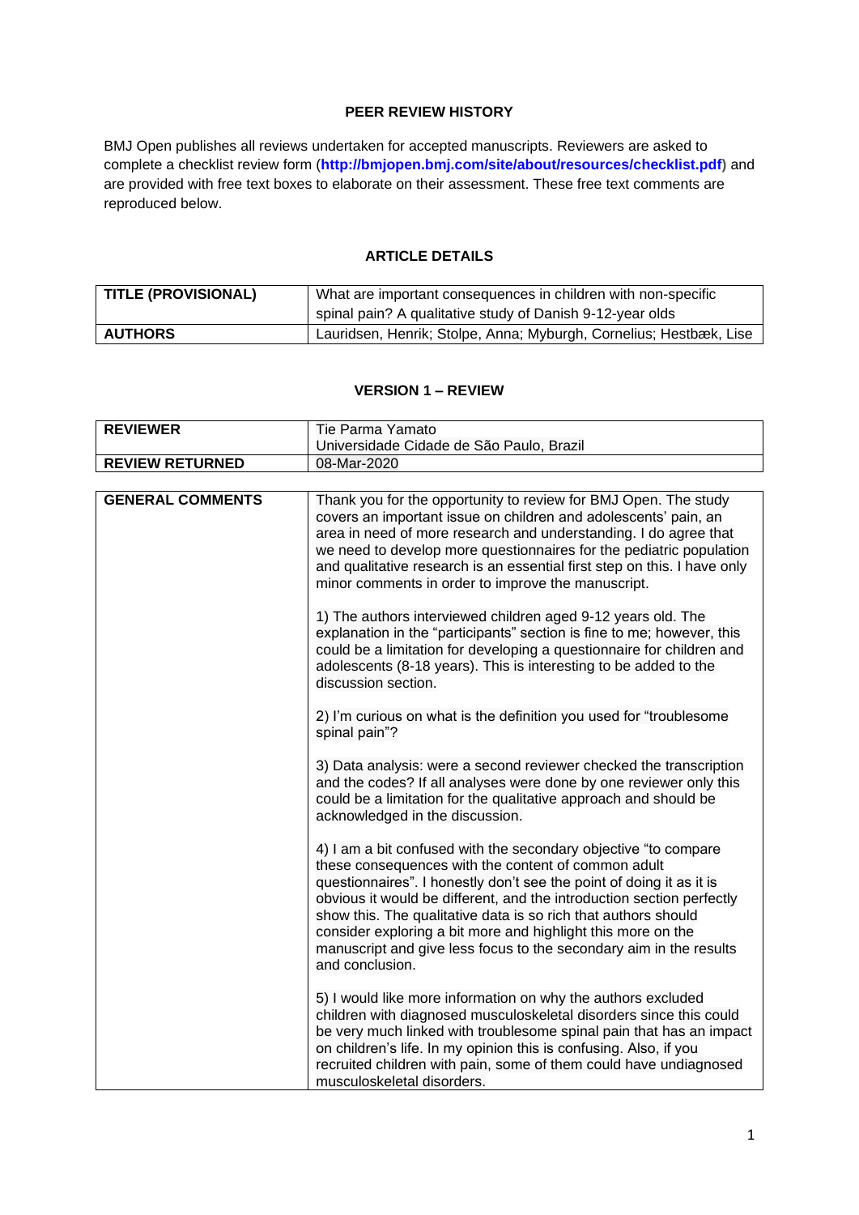## PEER REVIEW HISTORY

BMJ Open publishes all reviews undertaken for accepted manuscripts. Reviewers are asked to complete a checklist review form (**http://bmjopen.bmj.com/site/about/resources/checklist.pdf**) and are provided with free text boxes to elaborate on their assessment. These free text comments are reproduced below.

## ARTICLE DETAILS

| | |
|---|---|
| **TITLE (PROVISIONAL)** | What are important consequences in children with non-specific spinal pain? A qualitative study of Danish 9-12-year olds |
| **AUTHORS** | Lauridsen, Henrik; Stolpe, Anna; Myburgh, Cornelius; Hestbæk, Lise |

## VERSION 1 – REVIEW

| | |
|---|---|
| **REVIEWER** | Tie Parma Yamato<br>Universidade Cidade de São Paulo, Brazil |
| **REVIEW RETURNED** | 08-Mar-2020 |

| | |
|---|---|
| **GENERAL COMMENTS** | Thank you for the opportunity to review for BMJ Open. The study covers an important issue on children and adolescents' pain, an area in need of more research and understanding. I do agree that we need to develop more questionnaires for the pediatric population and qualitative research is an essential first step on this. I have only minor comments in order to improve the manuscript.<br><br>1) The authors interviewed children aged 9-12 years old. The explanation in the "participants" section is fine to me; however, this could be a limitation for developing a questionnaire for children and adolescents (8-18 years). This is interesting to be added to the discussion section.<br><br>2) I'm curious on what is the definition you used for "troublesome spinal pain"?<br><br>3) Data analysis: were a second reviewer checked the transcription and the codes? If all analyses were done by one reviewer only this could be a limitation for the qualitative approach and should be acknowledged in the discussion.<br><br>4) I am a bit confused with the secondary objective "to compare these consequences with the content of common adult questionnaires". I honestly don't see the point of doing it as it is obvious it would be different, and the introduction section perfectly show this. The qualitative data is so rich that authors should consider exploring a bit more and highlight this more on the manuscript and give less focus to the secondary aim in the results and conclusion.<br><br>5) I would like more information on why the authors excluded children with diagnosed musculoskeletal disorders since this could be very much linked with troublesome spinal pain that has an impact on children's life. In my opinion this is confusing. Also, if you recruited children with pain, some of them could have undiagnosed musculoskeletal disorders. |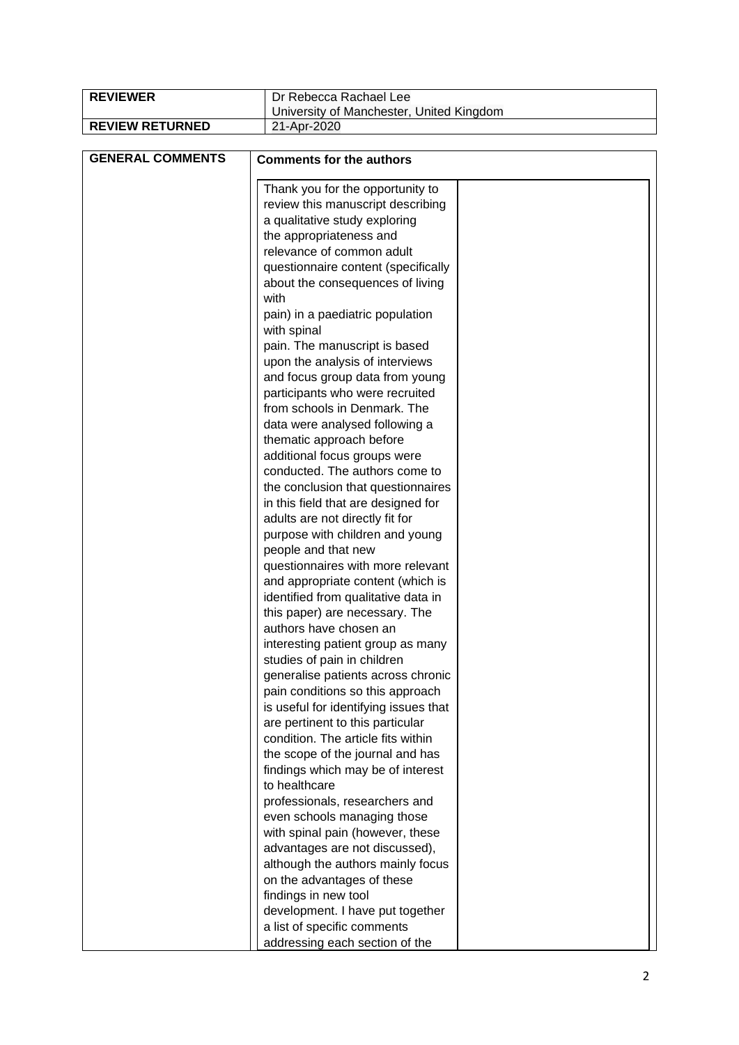| REVIEWER | Dr Rebecca Rachael Lee<br>University of Manchester, United Kingdom |
|---|---|
| REVIEW RETURNED | 21-Apr-2020 |

| GENERAL COMMENTS | Comments for the authors |
|---|---|
| | Thank you for the opportunity to review this manuscript describing a qualitative study exploring the appropriateness and relevance of common adult questionnaire content (specifically about the consequences of living with pain) in a paediatric population with spinal pain. The manuscript is based upon the analysis of interviews and focus group data from young participants who were recruited from schools in Denmark. The data were analysed following a thematic approach before additional focus groups were conducted. The authors come to the conclusion that questionnaires in this field that are designed for adults are not directly fit for purpose with children and young people and that new questionnaires with more relevant and appropriate content (which is identified from qualitative data in this paper) are necessary. The authors have chosen an interesting patient group as many studies of pain in children generalise patients across chronic pain conditions so this approach is useful for identifying issues that are pertinent to this particular condition. The article fits within the scope of the journal and has findings which may be of interest to healthcare professionals, researchers and even schools managing those with spinal pain (however, these advantages are not discussed), although the authors mainly focus on the advantages of these findings in new tool development. I have put together a list of specific comments addressing each section of the |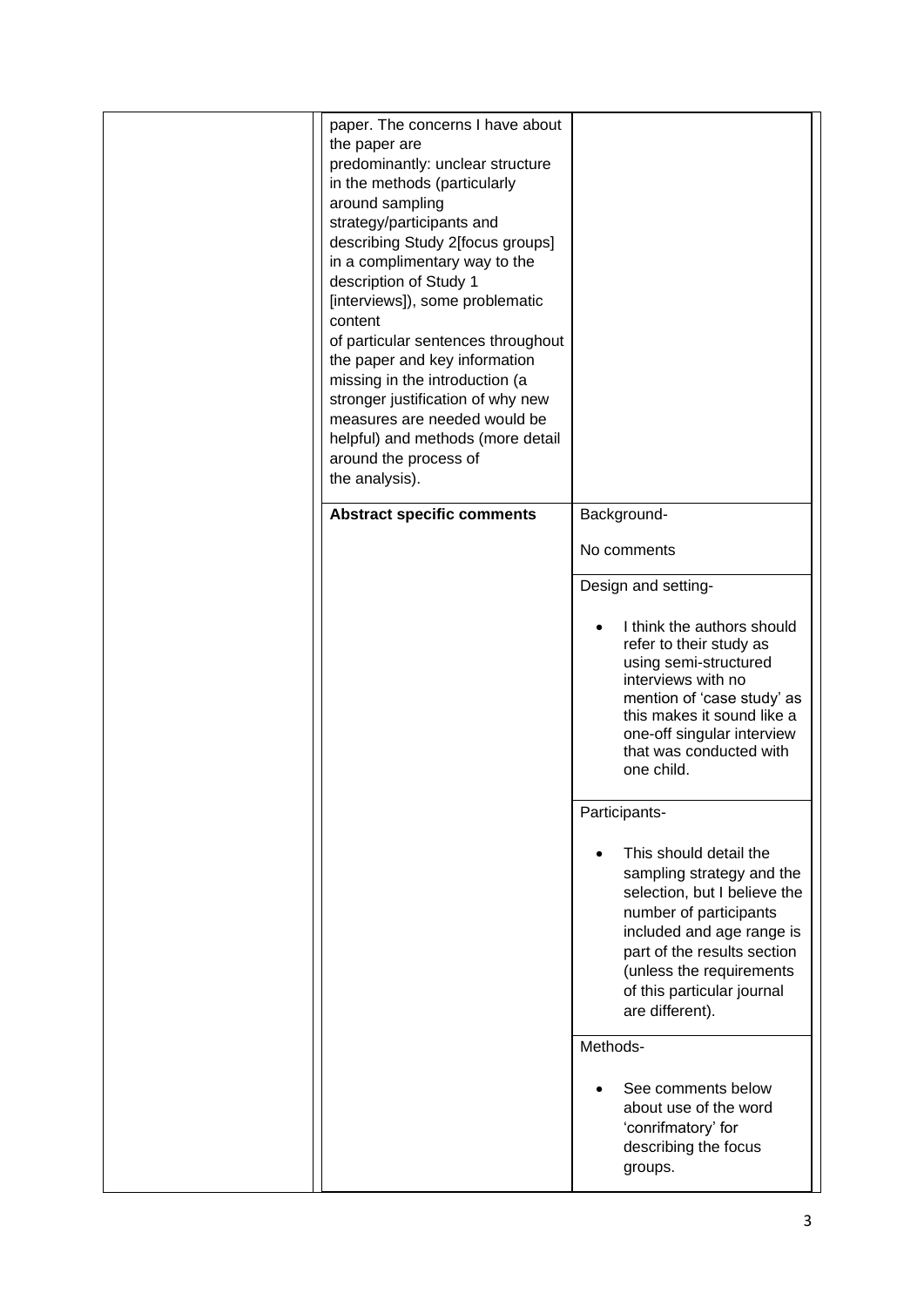|  |  |  |
|---|---|---|
|  | paper. The concerns I have about the paper are predominantly: unclear structure in the methods (particularly around sampling strategy/participants and describing Study 2[focus groups] in a complimentary way to the description of Study 1 [interviews]), some problematic content of particular sentences throughout the paper and key information missing in the introduction (a stronger justification of why new measures are needed would be helpful) and methods (more detail around the process of the analysis). |  |
|  | **Abstract specific comments** | Background-<br><br>No comments |
|  |  | Design and setting-<br><br>• I think the authors should refer to their study as using semi-structured interviews with no mention of 'case study' as this makes it sound like a one-off singular interview that was conducted with one child. |
|  |  | Participants-<br><br>• This should detail the sampling strategy and the selection, but I believe the number of participants included and age range is part of the results section (unless the requirements of this particular journal are different). |
|  |  | Methods-<br><br>• See comments below about use of the word 'conrifmatory' for describing the focus groups. |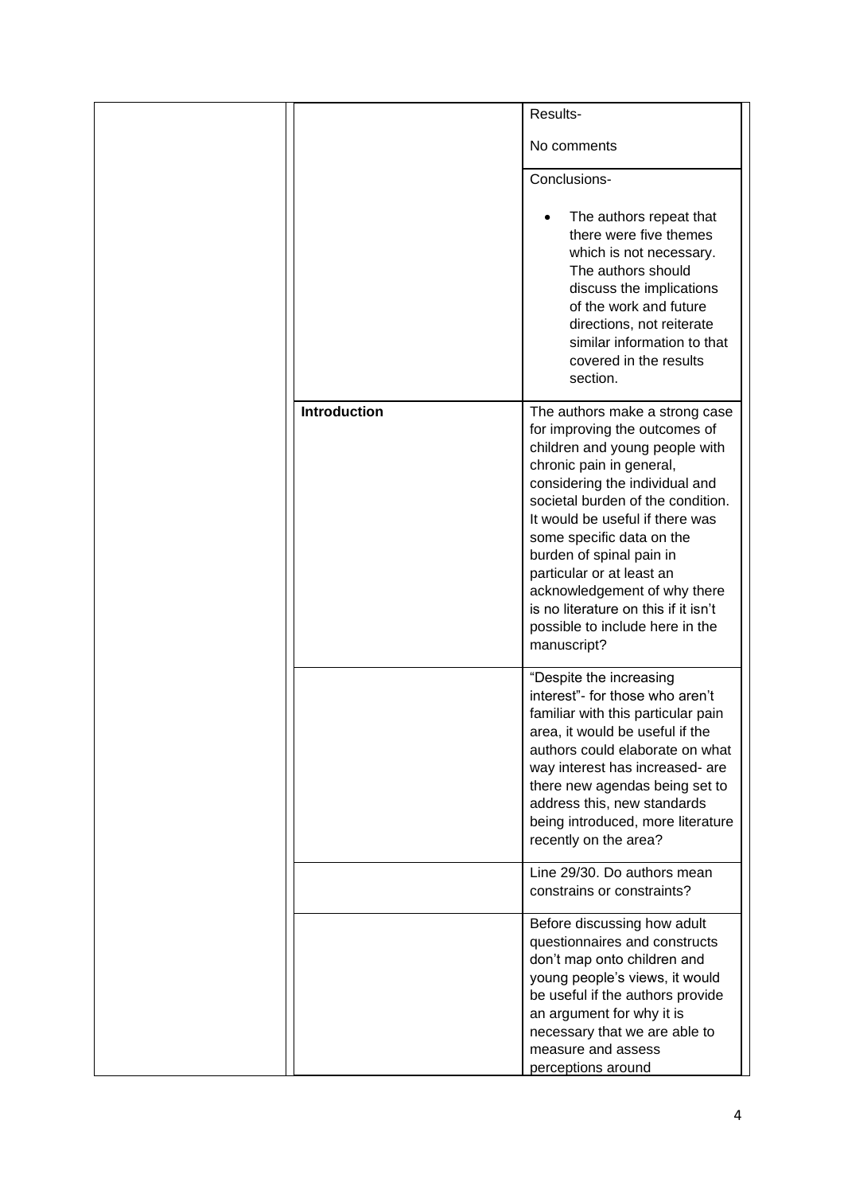| | | |
|---|---|---|
| | | Results-<br><br>No comments |
| | | Conclusions-<br><br>• The authors repeat that there were five themes which is not necessary. The authors should discuss the implications of the work and future directions, not reiterate similar information to that covered in the results section. |
| | **Introduction** | The authors make a strong case for improving the outcomes of children and young people with chronic pain in general, considering the individual and societal burden of the condition. It would be useful if there was some specific data on the burden of spinal pain in particular or at least an acknowledgement of why there is no literature on this if it isn't possible to include here in the manuscript? |
| | | "Despite the increasing interest"- for those who aren't familiar with this particular pain area, it would be useful if the authors could elaborate on what way interest has increased- are there new agendas being set to address this, new standards being introduced, more literature recently on the area? |
| | | Line 29/30. Do authors mean constrains or constraints? |
| | | Before discussing how adult questionnaires and constructs don't map onto children and young people's views, it would be useful if the authors provide an argument for why it is necessary that we are able to measure and assess perceptions around |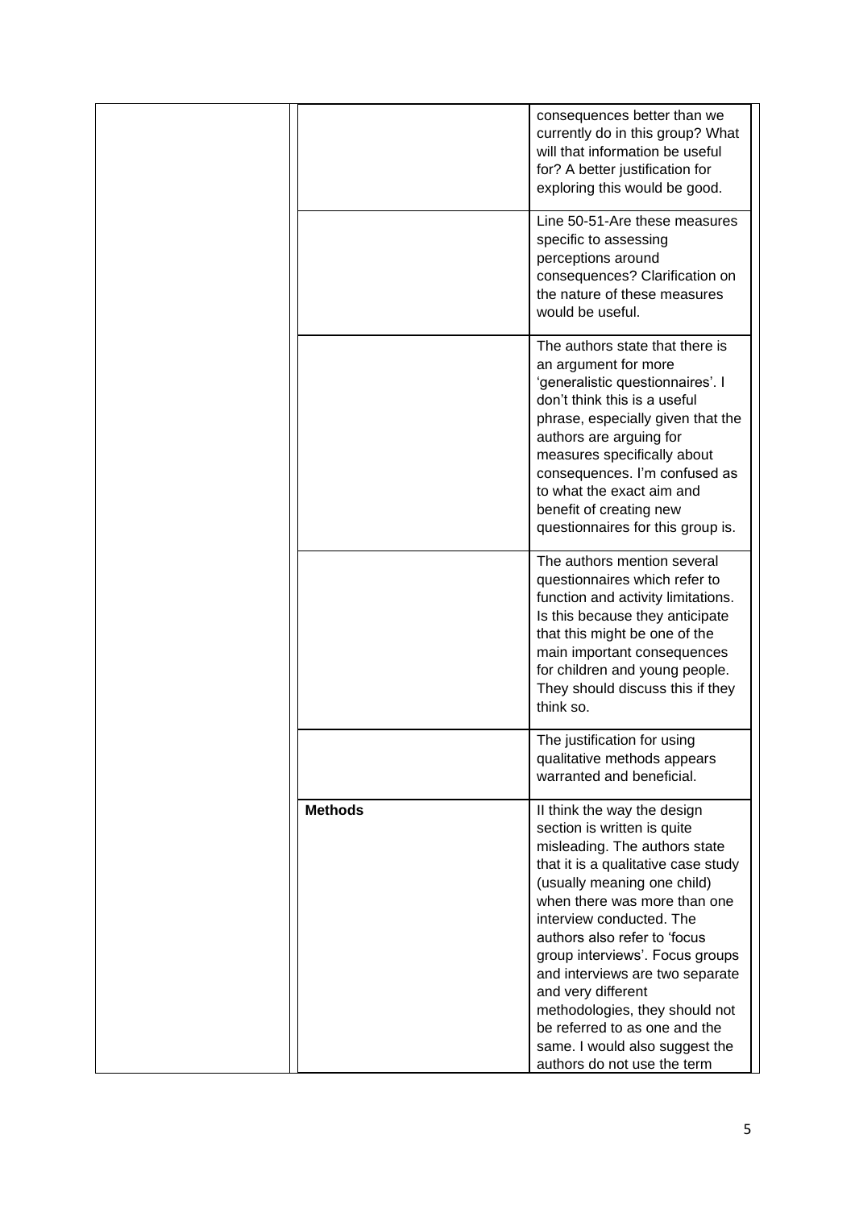| | | |
|---|---|---|
| | | consequences better than we currently do in this group? What will that information be useful for? A better justification for exploring this would be good. |
| | | Line 50-51-Are these measures specific to assessing perceptions around consequences? Clarification on the nature of these measures would be useful. |
| | | The authors state that there is an argument for more 'generalistic questionnaires'. I don't think this is a useful phrase, especially given that the authors are arguing for measures specifically about consequences. I'm confused as to what the exact aim and benefit of creating new questionnaires for this group is. |
| | | The authors mention several questionnaires which refer to function and activity limitations. Is this because they anticipate that this might be one of the main important consequences for children and young people. They should discuss this if they think so. |
| | | The justification for using qualitative methods appears warranted and beneficial. |
| | **Methods** | II think the way the design section is written is quite misleading. The authors state that it is a qualitative case study (usually meaning one child) when there was more than one interview conducted. The authors also refer to 'focus group interviews'. Focus groups and interviews are two separate and very different methodologies, they should not be referred to as one and the same. I would also suggest the authors do not use the term |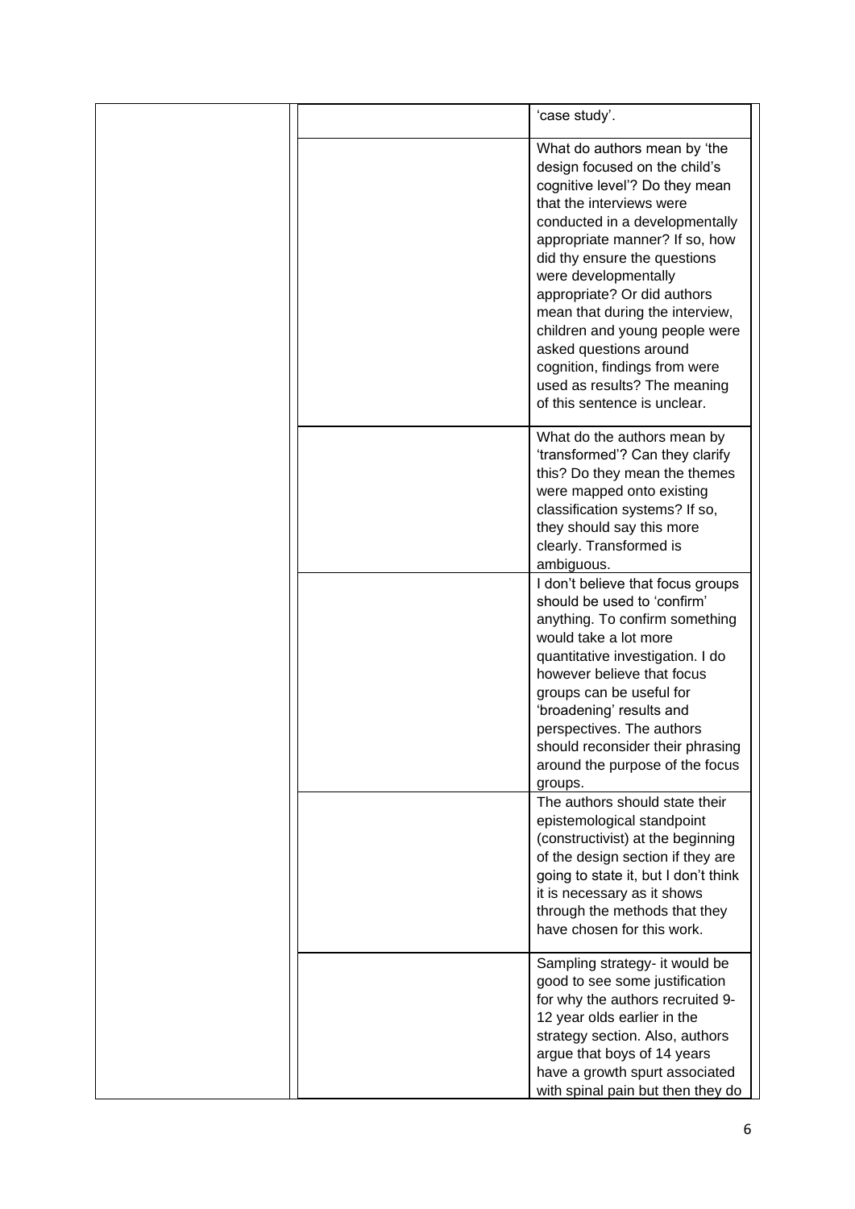| | | |
|---|---|---|
| | | 'case study'. |
| | | What do authors mean by 'the design focused on the child's cognitive level'? Do they mean that the interviews were conducted in a developmentally appropriate manner? If so, how did thy ensure the questions were developmentally appropriate? Or did authors mean that during the interview, children and young people were asked questions around cognition, findings from were used as results? The meaning of this sentence is unclear. |
| | | What do the authors mean by 'transformed'? Can they clarify this? Do they mean the themes were mapped onto existing classification systems? If so, they should say this more clearly. Transformed is ambiguous. |
| | | I don't believe that focus groups should be used to 'confirm' anything. To confirm something would take a lot more quantitative investigation. I do however believe that focus groups can be useful for 'broadening' results and perspectives. The authors should reconsider their phrasing around the purpose of the focus groups. |
| | | The authors should state their epistemological standpoint (constructivist) at the beginning of the design section if they are going to state it, but I don't think it is necessary as it shows through the methods that they have chosen for this work. |
| | | Sampling strategy- it would be good to see some justification for why the authors recruited 9-12 year olds earlier in the strategy section. Also, authors argue that boys of 14 years have a growth spurt associated with spinal pain but then they do |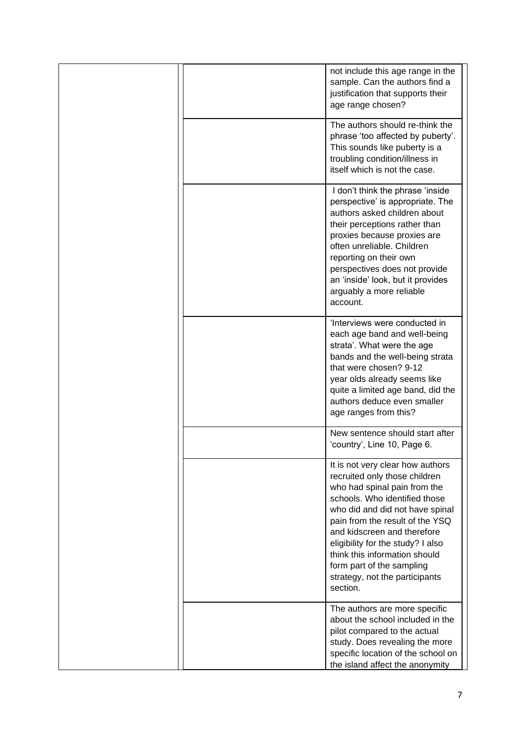| | | |
|---|---|---|
| | | not include this age range in the sample. Can the authors find a justification that supports their age range chosen? |
| | | The authors should re-think the phrase 'too affected by puberty'. This sounds like puberty is a troubling condition/illness in itself which is not the case. |
| | | I don't think the phrase 'inside perspective' is appropriate. The authors asked children about their perceptions rather than proxies because proxies are often unreliable. Children reporting on their own perspectives does not provide an 'inside' look, but it provides arguably a more reliable account. |
| | | 'Interviews were conducted in each age band and well-being strata'. What were the age bands and the well-being strata that were chosen? 9-12 year olds already seems like quite a limited age band, did the authors deduce even smaller age ranges from this? |
| | | New sentence should start after 'country', Line 10, Page 6. |
| | | It is not very clear how authors recruited only those children who had spinal pain from the schools. Who identified those who did and did not have spinal pain from the result of the YSQ and kidscreen and therefore eligibility for the study? I also think this information should form part of the sampling strategy, not the participants section. |
| | | The authors are more specific about the school included in the pilot compared to the actual study. Does revealing the more specific location of the school on the island affect the anonymity |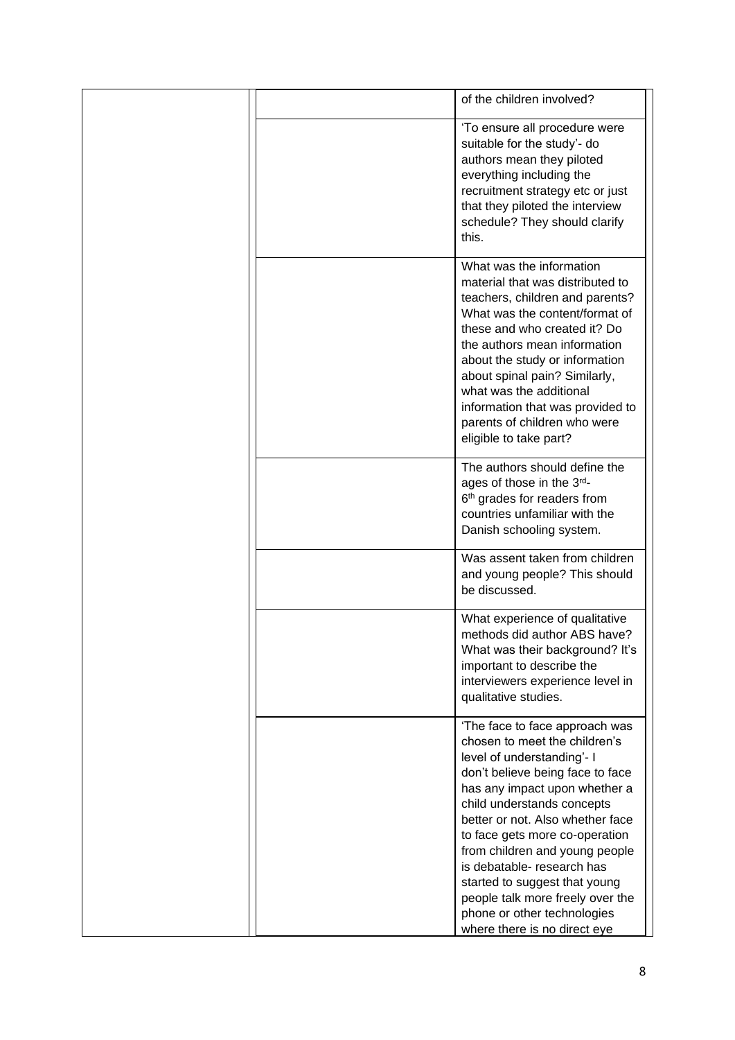| | | |
|---|---|---|
| | | of the children involved? |
| | | 'To ensure all procedure were suitable for the study'- do authors mean they piloted everything including the recruitment strategy etc or just that they piloted the interview schedule? They should clarify this. |
| | | What was the information material that was distributed to teachers, children and parents? What was the content/format of these and who created it? Do the authors mean information about the study or information about spinal pain? Similarly, what was the additional information that was provided to parents of children who were eligible to take part? |
| | | The authors should define the ages of those in the 3rd-6th grades for readers from countries unfamiliar with the Danish schooling system. |
| | | Was assent taken from children and young people? This should be discussed. |
| | | What experience of qualitative methods did author ABS have? What was their background? It's important to describe the interviewers experience level in qualitative studies. |
| | | 'The face to face approach was chosen to meet the children's level of understanding'- I don't believe being face to face has any impact upon whether a child understands concepts better or not. Also whether face to face gets more co-operation from children and young people is debatable- research has started to suggest that young people talk more freely over the phone or other technologies where there is no direct eye |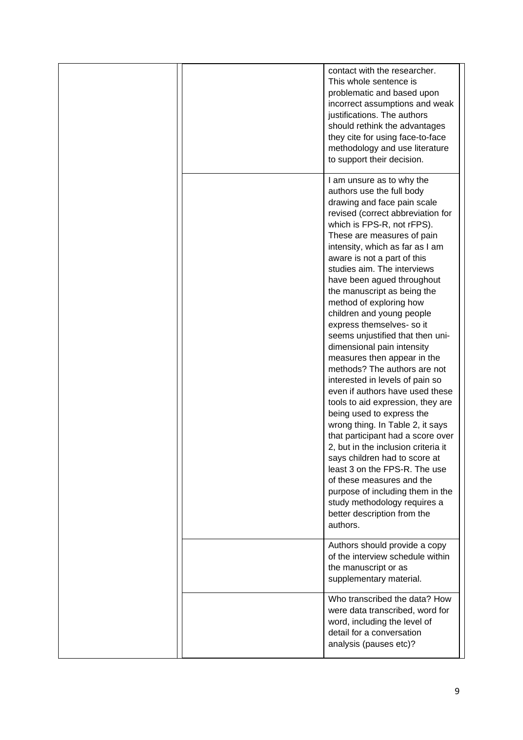|  |  | contact with the researcher. This whole sentence is problematic and based upon incorrect assumptions and weak justifications. The authors should rethink the advantages they cite for using face-to-face methodology and use literature to support their decision. |
|---|---|---|
|  |  | I am unsure as to why the authors use the full body drawing and face pain scale revised (correct abbreviation for which is FPS-R, not rFPS). These are measures of pain intensity, which as far as I am aware is not a part of this studies aim. The interviews have been agued throughout the manuscript as being the method of exploring how children and young people express themselves- so it seems unjustified that then uni-dimensional pain intensity measures then appear in the methods? The authors are not interested in levels of pain so even if authors have used these tools to aid expression, they are being used to express the wrong thing. In Table 2, it says that participant had a score over 2, but in the inclusion criteria it says children had to score at least 3 on the FPS-R. The use of these measures and the purpose of including them in the study methodology requires a better description from the authors. |
|  |  | Authors should provide a copy of the interview schedule within the manuscript or as supplementary material. |
|  |  | Who transcribed the data? How were data transcribed, word for word, including the level of detail for a conversation analysis (pauses etc)? |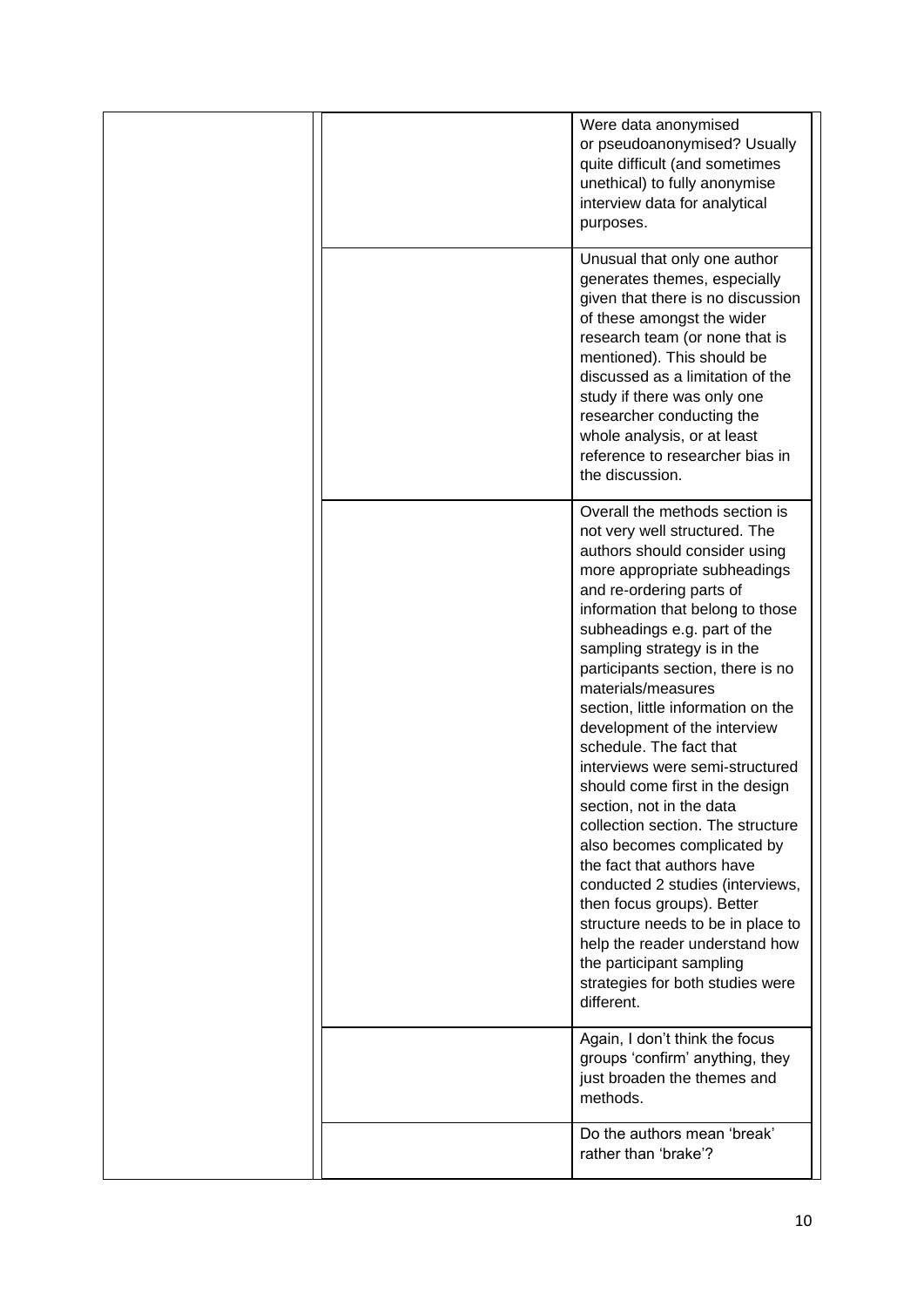| | | |
|---|---|---|
| | | Were data anonymised or pseudoanonymised? Usually quite difficult (and sometimes unethical) to fully anonymise interview data for analytical purposes. |
| | | Unusual that only one author generates themes, especially given that there is no discussion of these amongst the wider research team (or none that is mentioned). This should be discussed as a limitation of the study if there was only one researcher conducting the whole analysis, or at least reference to researcher bias in the discussion. |
| | | Overall the methods section is not very well structured. The authors should consider using more appropriate subheadings and re-ordering parts of information that belong to those subheadings e.g. part of the sampling strategy is in the participants section, there is no materials/measures section, little information on the development of the interview schedule. The fact that interviews were semi-structured should come first in the design section, not in the data collection section. The structure also becomes complicated by the fact that authors have conducted 2 studies (interviews, then focus groups). Better structure needs to be in place to help the reader understand how the participant sampling strategies for both studies were different. |
| | | Again, I don't think the focus groups 'confirm' anything, they just broaden the themes and methods. |
| | | Do the authors mean 'break' rather than 'brake'? |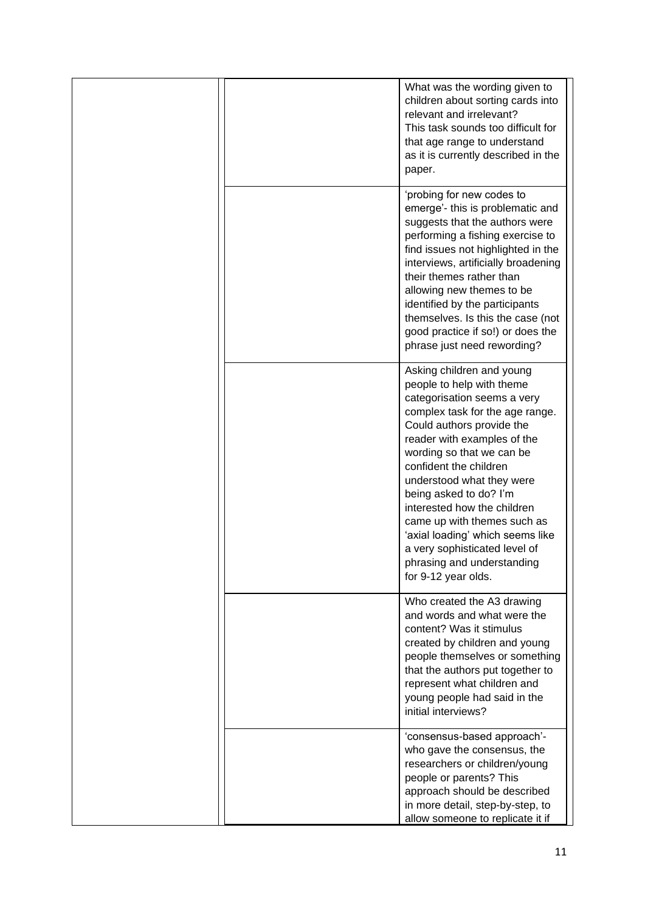| | | |
|---|---|---|
| | | What was the wording given to children about sorting cards into relevant and irrelevant? This task sounds too difficult for that age range to understand as it is currently described in the paper. |
| | | 'probing for new codes to emerge'- this is problematic and suggests that the authors were performing a fishing exercise to find issues not highlighted in the interviews, artificially broadening their themes rather than allowing new themes to be identified by the participants themselves. Is this the case (not good practice if so!) or does the phrase just need rewording? |
| | | Asking children and young people to help with theme categorisation seems a very complex task for the age range. Could authors provide the reader with examples of the wording so that we can be confident the children understood what they were being asked to do? I'm interested how the children came up with themes such as 'axial loading' which seems like a very sophisticated level of phrasing and understanding for 9-12 year olds. |
| | | Who created the A3 drawing and words and what were the content? Was it stimulus created by children and young people themselves or something that the authors put together to represent what children and young people had said in the initial interviews? |
| | | 'consensus-based approach'- who gave the consensus, the researchers or children/young people or parents? This approach should be described in more detail, step-by-step, to allow someone to replicate it if |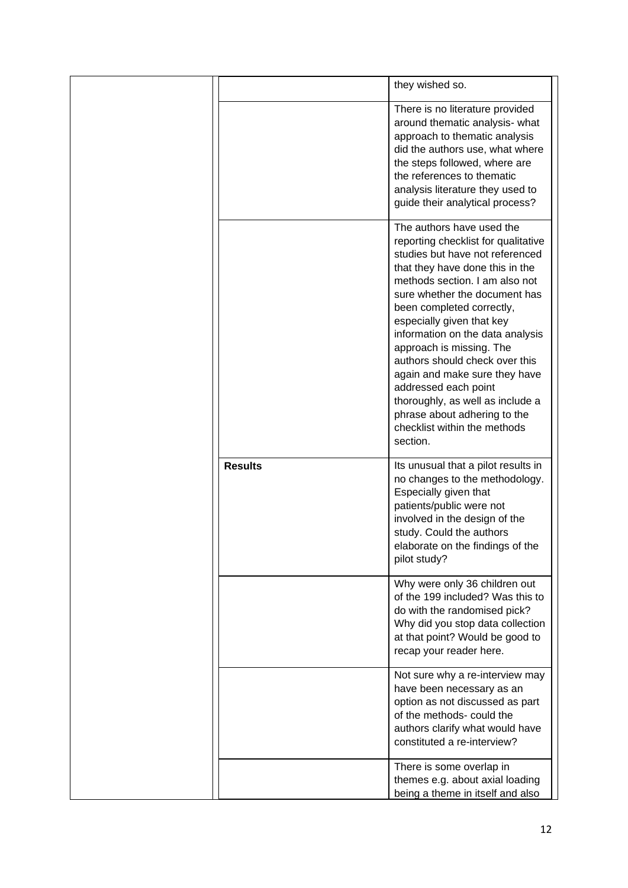| | | |
|---|---|---|
| | | they wished so. |
| | | There is no literature provided around thematic analysis- what approach to thematic analysis did the authors use, what where the steps followed, where are the references to thematic analysis literature they used to guide their analytical process? |
| | | The authors have used the reporting checklist for qualitative studies but have not referenced that they have done this in the methods section. I am also not sure whether the document has been completed correctly, especially given that key information on the data analysis approach is missing. The authors should check over this again and make sure they have addressed each point thoroughly, as well as include a phrase about adhering to the checklist within the methods section. |
| | **Results** | Its unusual that a pilot results in no changes to the methodology. Especially given that patients/public were not involved in the design of the study. Could the authors elaborate on the findings of the pilot study? |
| | | Why were only 36 children out of the 199 included? Was this to do with the randomised pick? Why did you stop data collection at that point? Would be good to recap your reader here. |
| | | Not sure why a re-interview may have been necessary as an option as not discussed as part of the methods- could the authors clarify what would have constituted a re-interview? |
| | | There is some overlap in themes e.g. about axial loading being a theme in itself and also |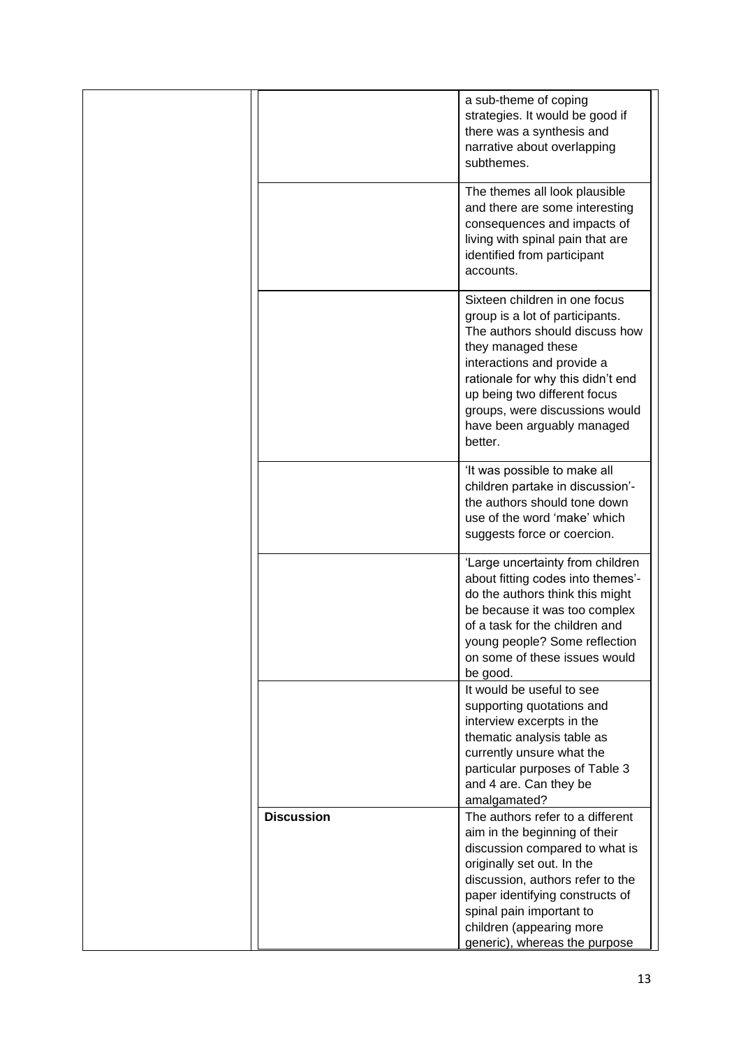| | | |
|---|---|---|
| | | a sub-theme of coping strategies. It would be good if there was a synthesis and narrative about overlapping subthemes. |
| | | The themes all look plausible and there are some interesting consequences and impacts of living with spinal pain that are identified from participant accounts. |
| | | Sixteen children in one focus group is a lot of participants. The authors should discuss how they managed these interactions and provide a rationale for why this didn't end up being two different focus groups, were discussions would have been arguably managed better. |
| | | 'It was possible to make all children partake in discussion'- the authors should tone down use of the word 'make' which suggests force or coercion. |
| | | 'Large uncertainty from children about fitting codes into themes'- do the authors think this might be because it was too complex of a task for the children and young people? Some reflection on some of these issues would be good. |
| | | It would be useful to see supporting quotations and interview excerpts in the thematic analysis table as currently unsure what the particular purposes of Table 3 and 4 are. Can they be amalgamated? |
| | **Discussion** | The authors refer to a different aim in the beginning of their discussion compared to what is originally set out. In the discussion, authors refer to the paper identifying constructs of spinal pain important to children (appearing more generic), whereas the purpose |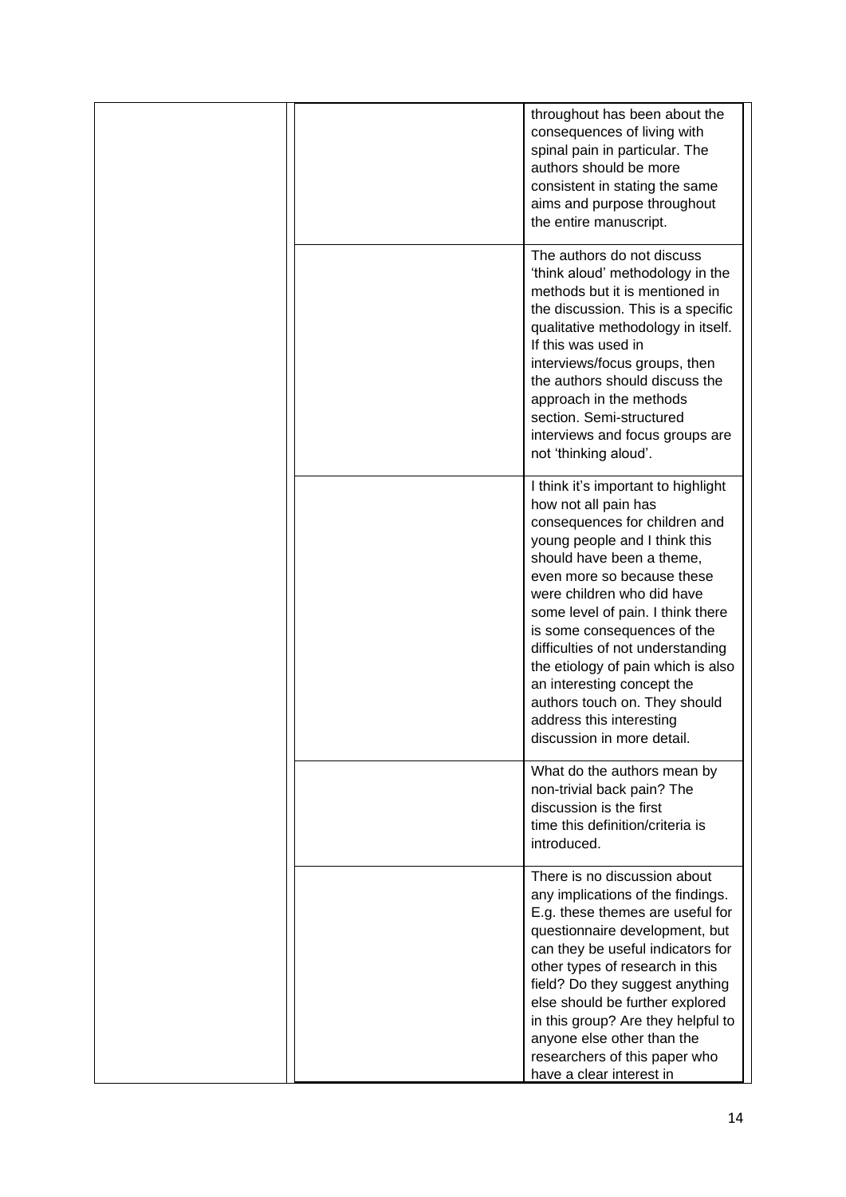| | | |
|---|---|---|
| | | throughout has been about the consequences of living with spinal pain in particular. The authors should be more consistent in stating the same aims and purpose throughout the entire manuscript. |
| | | The authors do not discuss 'think aloud' methodology in the methods but it is mentioned in the discussion. This is a specific qualitative methodology in itself. If this was used in interviews/focus groups, then the authors should discuss the approach in the methods section. Semi-structured interviews and focus groups are not 'thinking aloud'. |
| | | I think it's important to highlight how not all pain has consequences for children and young people and I think this should have been a theme, even more so because these were children who did have some level of pain. I think there is some consequences of the difficulties of not understanding the etiology of pain which is also an interesting concept the authors touch on. They should address this interesting discussion in more detail. |
| | | What do the authors mean by non-trivial back pain? The discussion is the first time this definition/criteria is introduced. |
| | | There is no discussion about any implications of the findings. E.g. these themes are useful for questionnaire development, but can they be useful indicators for other types of research in this field? Do they suggest anything else should be further explored in this group? Are they helpful to anyone else other than the researchers of this paper who have a clear interest in |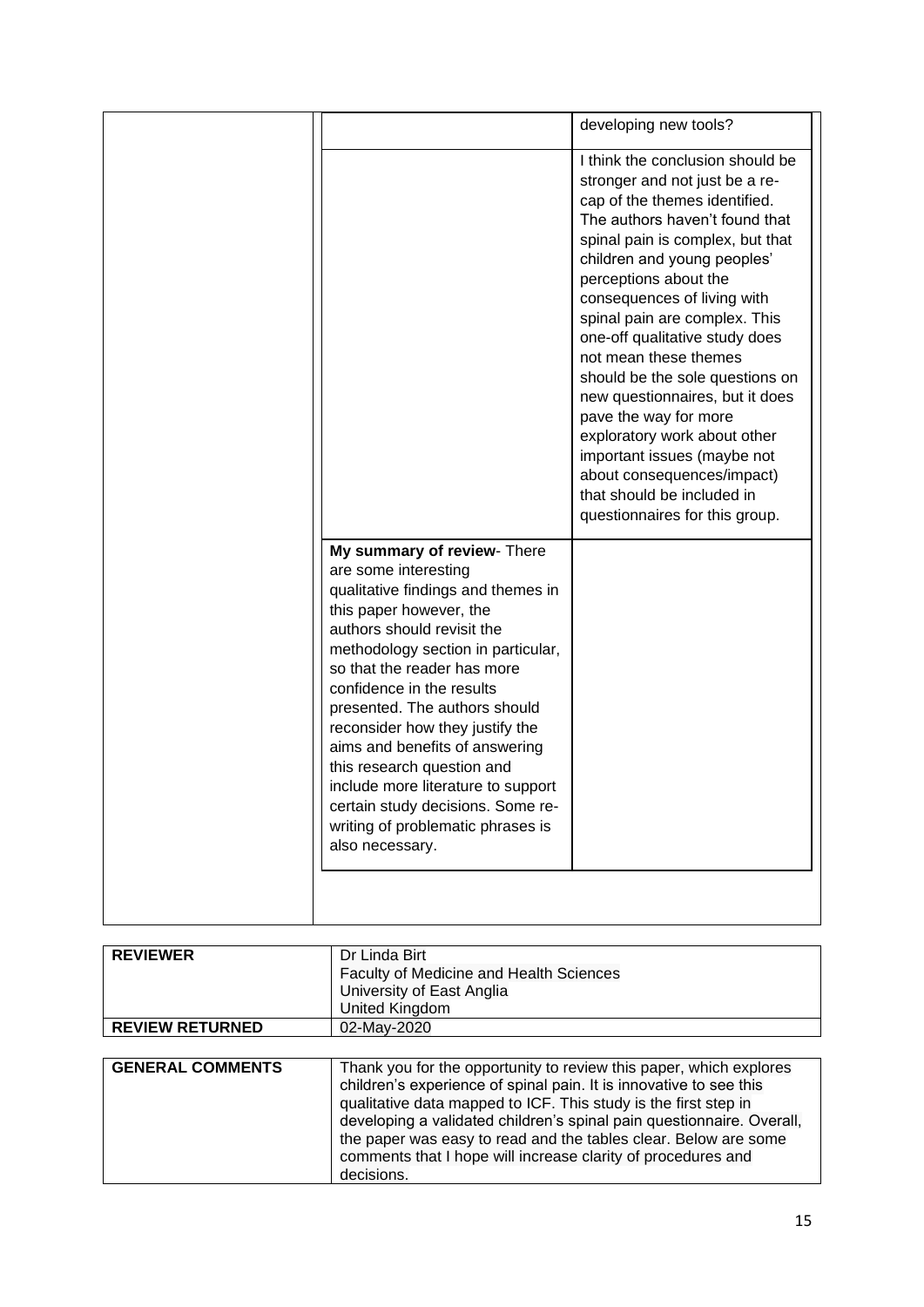| | | |
|---|---|---|
| | | developing new tools? |
| | | I think the conclusion should be stronger and not just be a re-cap of the themes identified. The authors haven't found that spinal pain is complex, but that children and young peoples' perceptions about the consequences of living with spinal pain are complex. This one-off qualitative study does not mean these themes should be the sole questions on new questionnaires, but it does pave the way for more exploratory work about other important issues (maybe not about consequences/impact) that should be included in questionnaires for this group. |
| | **My summary of review**- There are some interesting qualitative findings and themes in this paper however, the authors should revisit the methodology section in particular, so that the reader has more confidence in the results presented. The authors should reconsider how they justify the aims and benefits of answering this research question and include more literature to support certain study decisions. Some re-writing of problematic phrases is also necessary. | |

| | |
|---|---|
| **REVIEWER** | Dr Linda Birt<br>Faculty of Medicine and Health Sciences<br>University of East Anglia<br>United Kingdom |
| **REVIEW RETURNED** | 02-May-2020 |

| | |
|---|---|
| **GENERAL COMMENTS** | Thank you for the opportunity to review this paper, which explores children's experience of spinal pain. It is innovative to see this qualitative data mapped to ICF. This study is the first step in developing a validated children's spinal pain questionnaire. Overall, the paper was easy to read and the tables clear. Below are some comments that I hope will increase clarity of procedures and decisions. |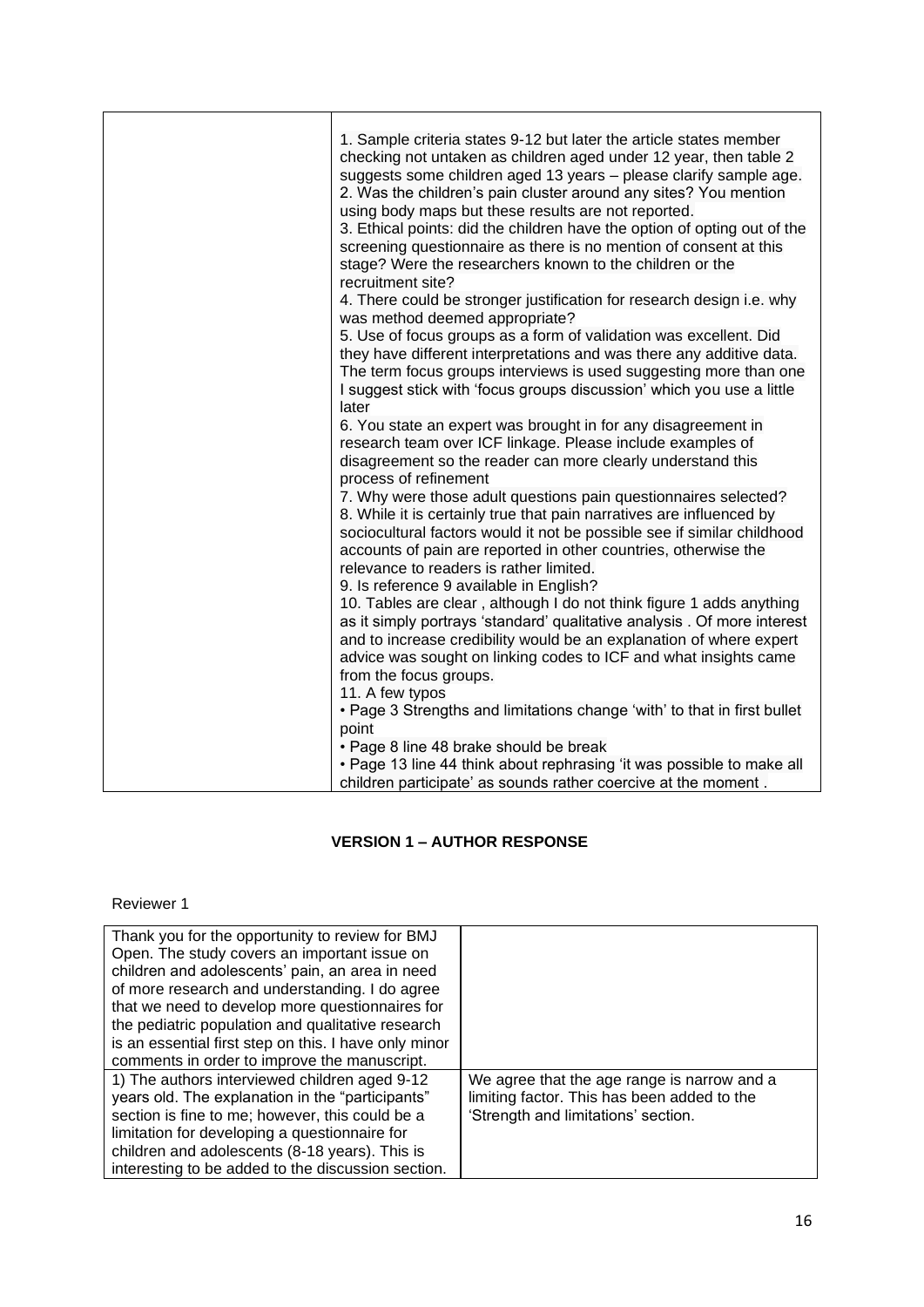| | 1. Sample criteria states 9-12 but later the article states member checking not untaken as children aged under 12 year, then table 2 suggests some children aged 13 years – please clarify sample age.<br>2. Was the children's pain cluster around any sites? You mention using body maps but these results are not reported.<br>3. Ethical points: did the children have the option of opting out of the screening questionnaire as there is no mention of consent at this stage? Were the researchers known to the children or the recruitment site?<br>4. There could be stronger justification for research design i.e. why was method deemed appropriate?<br>5. Use of focus groups as a form of validation was excellent. Did they have different interpretations and was there any additive data. The term focus groups interviews is used suggesting more than one I suggest stick with 'focus groups discussion' which you use a little later<br>6. You state an expert was brought in for any disagreement in research team over ICF linkage. Please include examples of disagreement so the reader can more clearly understand this process of refinement<br>7. Why were those adult questions pain questionnaires selected?<br>8. While it is certainly true that pain narratives are influenced by sociocultural factors would it not be possible see if similar childhood accounts of pain are reported in other countries, otherwise the relevance to readers is rather limited.<br>9. Is reference 9 available in English?<br>10. Tables are clear , although I do not think figure 1 adds anything as it simply portrays 'standard' qualitative analysis . Of more interest and to increase credibility would be an explanation of where expert advice was sought on linking codes to ICF and what insights came from the focus groups.<br>11. A few typos<br>• Page 3 Strengths and limitations change 'with' to that in first bullet point<br>• Page 8 line 48 brake should be break<br>• Page 13 line 44 think about rephrasing 'it was possible to make all children participate' as sounds rather coercive at the moment . |
|---|---|

## VERSION 1 – AUTHOR RESPONSE

Reviewer 1

| Thank you for the opportunity to review for BMJ Open. The study covers an important issue on children and adolescents' pain, an area in need of more research and understanding. I do agree that we need to develop more questionnaires for the pediatric population and qualitative research is an essential first step on this. I have only minor comments in order to improve the manuscript. | |
|---|---|
| 1) The authors interviewed children aged 9-12 years old. The explanation in the "participants" section is fine to me; however, this could be a limitation for developing a questionnaire for children and adolescents (8-18 years). This is interesting to be added to the discussion section. | We agree that the age range is narrow and a limiting factor. This has been added to the 'Strength and limitations' section. |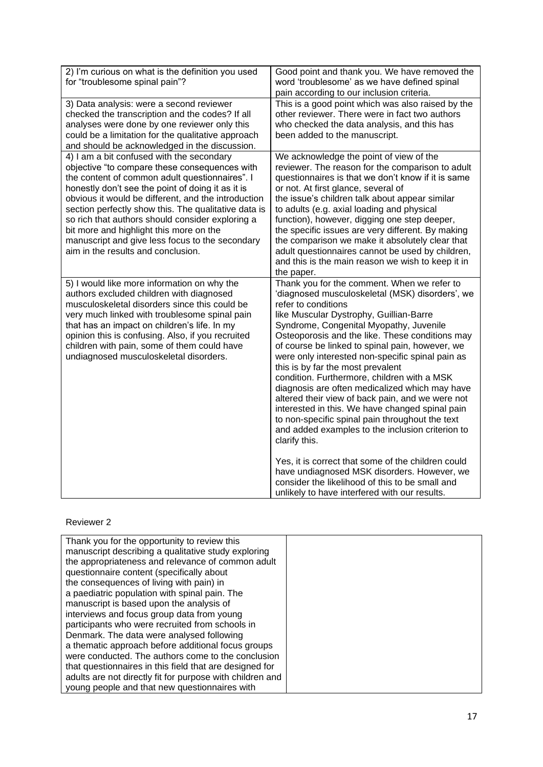| 2) I'm curious on what is the definition you used for "troublesome spinal pain"? | Good point and thank you. We have removed the word 'troublesome' as we have defined spinal pain according to our inclusion criteria. |
|---|---|
| 3) Data analysis: were a second reviewer checked the transcription and the codes? If all analyses were done by one reviewer only this could be a limitation for the qualitative approach and should be acknowledged in the discussion. | This is a good point which was also raised by the other reviewer. There were in fact two authors who checked the data analysis, and this has been added to the manuscript. |
| 4) I am a bit confused with the secondary objective "to compare these consequences with the content of common adult questionnaires". I honestly don't see the point of doing it as it is obvious it would be different, and the introduction section perfectly show this. The qualitative data is so rich that authors should consider exploring a bit more and highlight this more on the manuscript and give less focus to the secondary aim in the results and conclusion. | We acknowledge the point of view of the reviewer. The reason for the comparison to adult questionnaires is that we don't know if it is same or not. At first glance, several of the issue's children talk about appear similar to adults (e.g. axial loading and physical function), however, digging one step deeper, the specific issues are very different. By making the comparison we make it absolutely clear that adult questionnaires cannot be used by children, and this is the main reason we wish to keep it in the paper. |
| 5) I would like more information on why the authors excluded children with diagnosed musculoskeletal disorders since this could be very much linked with troublesome spinal pain that has an impact on children's life. In my opinion this is confusing. Also, if you recruited children with pain, some of them could have undiagnosed musculoskeletal disorders. | Thank you for the comment. When we refer to 'diagnosed musculoskeletal (MSK) disorders', we refer to conditions like Muscular Dystrophy, Guillian-Barre Syndrome, Congenital Myopathy, Juvenile Osteoporosis and the like. These conditions may of course be linked to spinal pain, however, we were only interested non-specific spinal pain as this is by far the most prevalent condition. Furthermore, children with a MSK diagnosis are often medicalized which may have altered their view of back pain, and we were not interested in this. We have changed spinal pain to non-specific spinal pain throughout the text and added examples to the inclusion criterion to clarify this.<br><br>Yes, it is correct that some of the children could have undiagnosed MSK disorders. However, we consider the likelihood of this to be small and unlikely to have interfered with our results. |

Reviewer 2

| Thank you for the opportunity to review this manuscript describing a qualitative study exploring the appropriateness and relevance of common adult questionnaire content (specifically about the consequences of living with pain) in a paediatric population with spinal pain. The manuscript is based upon the analysis of interviews and focus group data from young participants who were recruited from schools in Denmark. The data were analysed following a thematic approach before additional focus groups were conducted. The authors come to the conclusion that questionnaires in this field that are designed for adults are not directly fit for purpose with children and young people and that new questionnaires with | |
|---|---|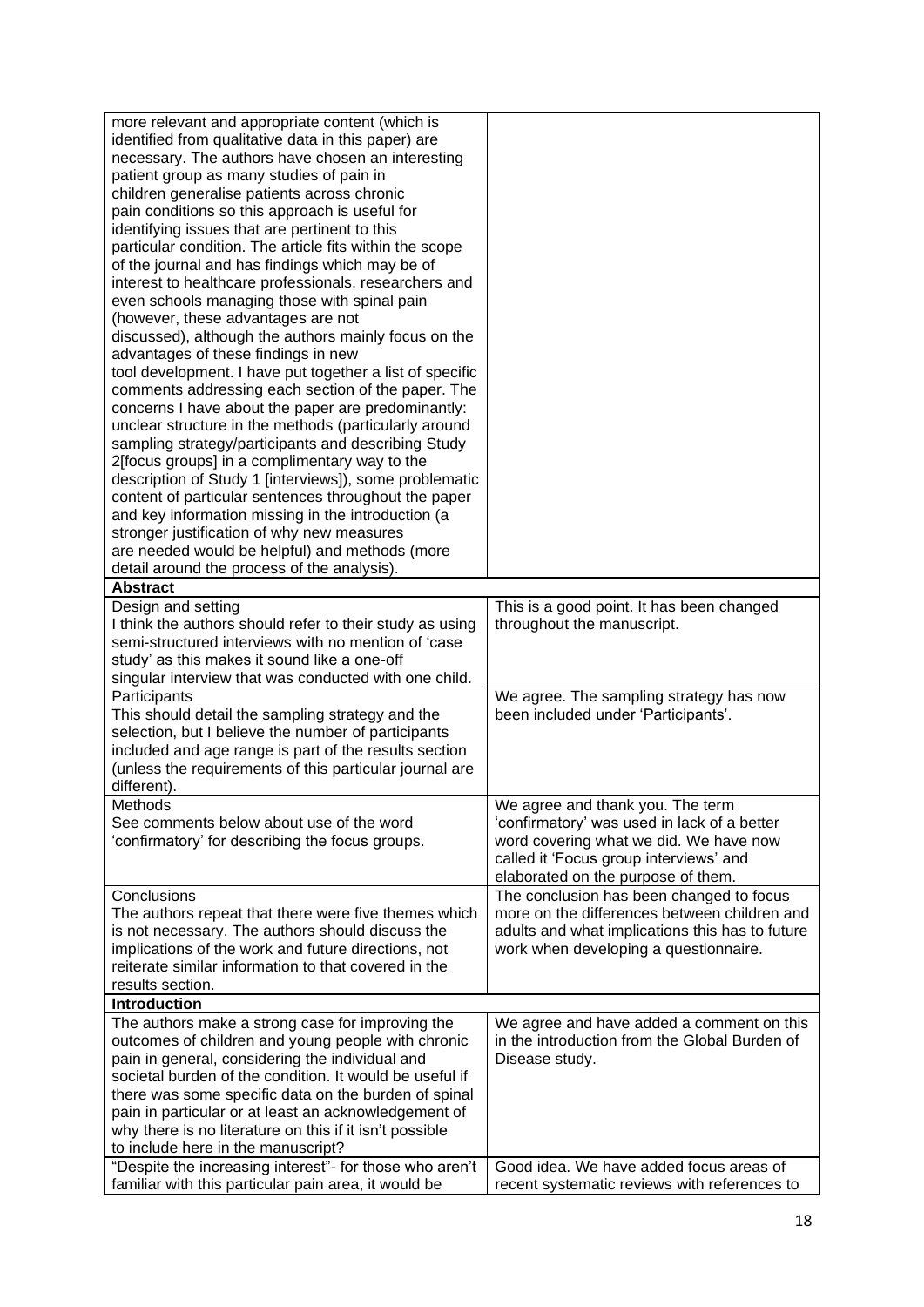| | |
|---|---|
| more relevant and appropriate content (which is identified from qualitative data in this paper) are necessary. The authors have chosen an interesting patient group as many studies of pain in children generalise patients across chronic pain conditions so this approach is useful for identifying issues that are pertinent to this particular condition. The article fits within the scope of the journal and has findings which may be of interest to healthcare professionals, researchers and even schools managing those with spinal pain (however, these advantages are not discussed), although the authors mainly focus on the advantages of these findings in new tool development. I have put together a list of specific comments addressing each section of the paper. The concerns I have about the paper are predominantly: unclear structure in the methods (particularly around sampling strategy/participants and describing Study 2[focus groups] in a complimentary way to the description of Study 1 [interviews]), some problematic content of particular sentences throughout the paper and key information missing in the introduction (a stronger justification of why new measures are needed would be helpful) and methods (more detail around the process of the analysis). | |
| **Abstract** | |
| Design and setting<br>I think the authors should refer to their study as using semi-structured interviews with no mention of 'case study' as this makes it sound like a one-off singular interview that was conducted with one child. | This is a good point. It has been changed throughout the manuscript. |
| Participants<br>This should detail the sampling strategy and the selection, but I believe the number of participants included and age range is part of the results section (unless the requirements of this particular journal are different). | We agree. The sampling strategy has now been included under 'Participants'. |
| Methods<br>See comments below about use of the word 'confirmatory' for describing the focus groups. | We agree and thank you. The term 'confirmatory' was used in lack of a better word covering what we did. We have now called it 'Focus group interviews' and elaborated on the purpose of them. |
| Conclusions<br>The authors repeat that there were five themes which is not necessary. The authors should discuss the implications of the work and future directions, not reiterate similar information to that covered in the results section. | The conclusion has been changed to focus more on the differences between children and adults and what implications this has to future work when developing a questionnaire. |
| **Introduction** | |
| The authors make a strong case for improving the outcomes of children and young people with chronic pain in general, considering the individual and societal burden of the condition. It would be useful if there was some specific data on the burden of spinal pain in particular or at least an acknowledgement of why there is no literature on this if it isn't possible to include here in the manuscript? | We agree and have added a comment on this in the introduction from the Global Burden of Disease study. |
| "Despite the increasing interest"- for those who aren't familiar with this particular pain area, it would be | Good idea. We have added focus areas of recent systematic reviews with references to |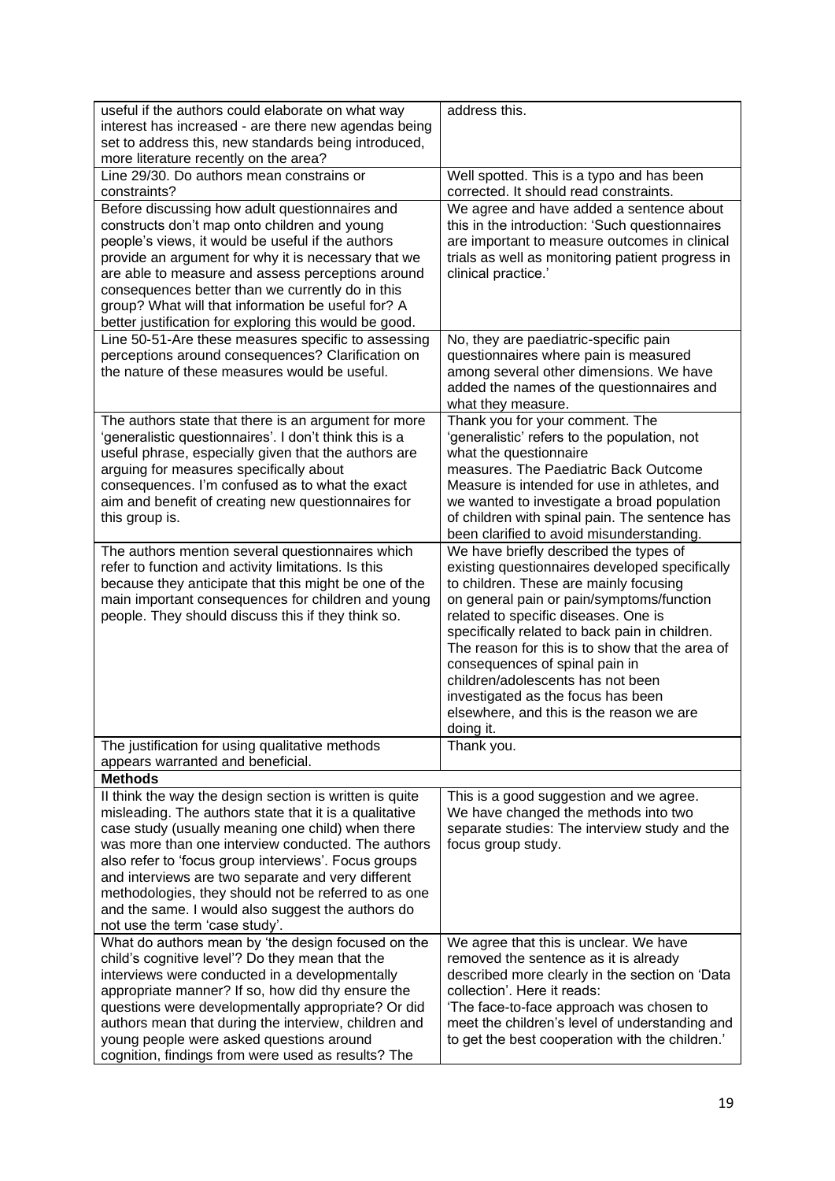| | |
|---|---|
| useful if the authors could elaborate on what way interest has increased - are there new agendas being set to address this, new standards being introduced, more literature recently on the area? | address this. |
| Line 29/30. Do authors mean constrains or constraints? | Well spotted. This is a typo and has been corrected. It should read constraints. |
| Before discussing how adult questionnaires and constructs don't map onto children and young people's views, it would be useful if the authors provide an argument for why it is necessary that we are able to measure and assess perceptions around consequences better than we currently do in this group? What will that information be useful for? A better justification for exploring this would be good. | We agree and have added a sentence about this in the introduction: 'Such questionnaires are important to measure outcomes in clinical trials as well as monitoring patient progress in clinical practice.' |
| Line 50-51-Are these measures specific to assessing perceptions around consequences? Clarification on the nature of these measures would be useful. | No, they are paediatric-specific pain questionnaires where pain is measured among several other dimensions. We have added the names of the questionnaires and what they measure. |
| The authors state that there is an argument for more 'generalistic questionnaires'. I don't think this is a useful phrase, especially given that the authors are arguing for measures specifically about consequences. I'm confused as to what the exact aim and benefit of creating new questionnaires for this group is. | Thank you for your comment. The 'generalistic' refers to the population, not what the questionnaire measures. The Paediatric Back Outcome Measure is intended for use in athletes, and we wanted to investigate a broad population of children with spinal pain. The sentence has been clarified to avoid misunderstanding. |
| The authors mention several questionnaires which refer to function and activity limitations. Is this because they anticipate that this might be one of the main important consequences for children and young people. They should discuss this if they think so. | We have briefly described the types of existing questionnaires developed specifically to children. These are mainly focusing on general pain or pain/symptoms/function related to specific diseases. One is specifically related to back pain in children. The reason for this is to show that the area of consequences of spinal pain in children/adolescents has not been investigated as the focus has been elsewhere, and this is the reason we are doing it. |
| The justification for using qualitative methods appears warranted and beneficial. | Thank you. |
| **Methods** | |
| Il think the way the design section is written is quite misleading. The authors state that it is a qualitative case study (usually meaning one child) when there was more than one interview conducted. The authors also refer to 'focus group interviews'. Focus groups and interviews are two separate and very different methodologies, they should not be referred to as one and the same. I would also suggest the authors do not use the term 'case study'. | This is a good suggestion and we agree. We have changed the methods into two separate studies: The interview study and the focus group study. |
| What do authors mean by 'the design focused on the child's cognitive level'? Do they mean that the interviews were conducted in a developmentally appropriate manner? If so, how did thy ensure the questions were developmentally appropriate? Or did authors mean that during the interview, children and young people were asked questions around cognition, findings from were used as results? The | We agree that this is unclear. We have removed the sentence as it is already described more clearly in the section on 'Data collection'. Here it reads: 'The face-to-face approach was chosen to meet the children's level of understanding and to get the best cooperation with the children.' |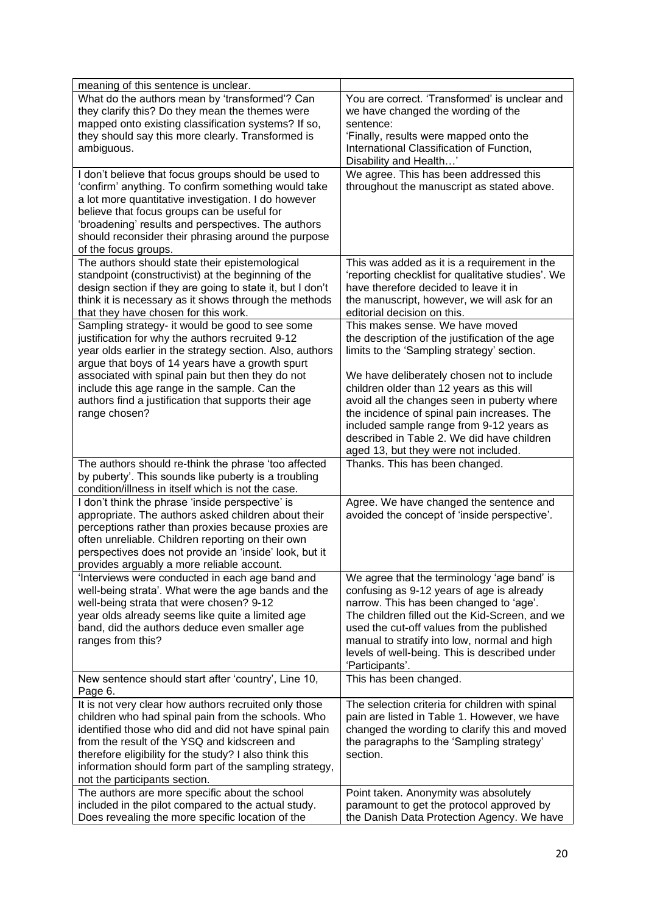| | |
|---|---|
| meaning of this sentence is unclear. | |
| What do the authors mean by 'transformed'? Can they clarify this? Do they mean the themes were mapped onto existing classification systems? If so, they should say this more clearly. Transformed is ambiguous. | You are correct. 'Transformed' is unclear and we have changed the wording of the sentence: 'Finally, results were mapped onto the International Classification of Function, Disability and Health…' |
| I don't believe that focus groups should be used to 'confirm' anything. To confirm something would take a lot more quantitative investigation. I do however believe that focus groups can be useful for 'broadening' results and perspectives. The authors should reconsider their phrasing around the purpose of the focus groups. | We agree. This has been addressed this throughout the manuscript as stated above. |
| The authors should state their epistemological standpoint (constructivist) at the beginning of the design section if they are going to state it, but I don't think it is necessary as it shows through the methods that they have chosen for this work. | This was added as it is a requirement in the 'reporting checklist for qualitative studies'. We have therefore decided to leave it in the manuscript, however, we will ask for an editorial decision on this. |
| Sampling strategy- it would be good to see some justification for why the authors recruited 9-12 year olds earlier in the strategy section. Also, authors argue that boys of 14 years have a growth spurt associated with spinal pain but then they do not include this age range in the sample. Can the authors find a justification that supports their age range chosen? | This makes sense. We have moved the description of the justification of the age limits to the 'Sampling strategy' section.<br><br>We have deliberately chosen not to include children older than 12 years as this will avoid all the changes seen in puberty where the incidence of spinal pain increases. The included sample range from 9-12 years as described in Table 2. We did have children aged 13, but they were not included. |
| The authors should re-think the phrase 'too affected by puberty'. This sounds like puberty is a troubling condition/illness in itself which is not the case. | Thanks. This has been changed. |
| I don't think the phrase 'inside perspective' is appropriate. The authors asked children about their perceptions rather than proxies because proxies are often unreliable. Children reporting on their own perspectives does not provide an 'inside' look, but it provides arguably a more reliable account. | Agree. We have changed the sentence and avoided the concept of 'inside perspective'. |
| 'Interviews were conducted in each age band and well-being strata'. What were the age bands and the well-being strata that were chosen? 9-12 year olds already seems like quite a limited age band, did the authors deduce even smaller age ranges from this? | We agree that the terminology 'age band' is confusing as 9-12 years of age is already narrow. This has been changed to 'age'. The children filled out the Kid-Screen, and we used the cut-off values from the published manual to stratify into low, normal and high levels of well-being. This is described under 'Participants'. |
| New sentence should start after 'country', Line 10, Page 6. | This has been changed. |
| It is not very clear how authors recruited only those children who had spinal pain from the schools. Who identified those who did and did not have spinal pain from the result of the YSQ and kidscreen and therefore eligibility for the study? I also think this information should form part of the sampling strategy, not the participants section. | The selection criteria for children with spinal pain are listed in Table 1. However, we have changed the wording to clarify this and moved the paragraphs to the 'Sampling strategy' section. |
| The authors are more specific about the school included in the pilot compared to the actual study. Does revealing the more specific location of the | Point taken. Anonymity was absolutely paramount to get the protocol approved by the Danish Data Protection Agency. We have |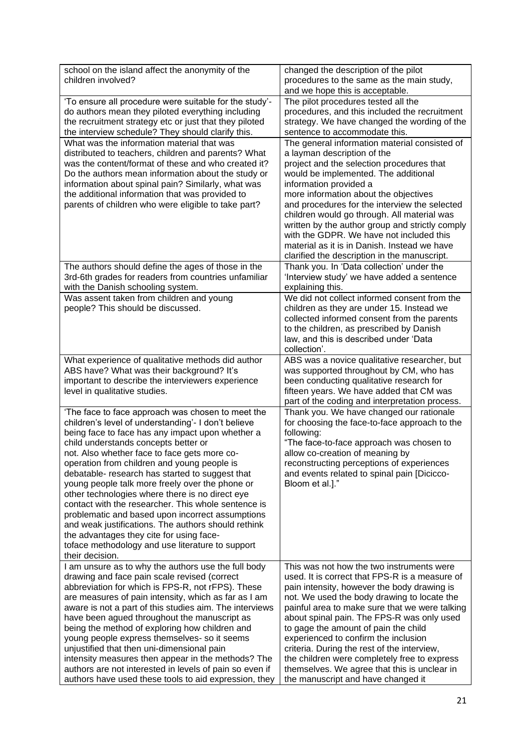| | |
|---|---|
| school on the island affect the anonymity of the children involved? | changed the description of the pilot procedures to the same as the main study, and we hope this is acceptable. |
| 'To ensure all procedure were suitable for the study'- do authors mean they piloted everything including the recruitment strategy etc or just that they piloted the interview schedule? They should clarify this. | The pilot procedures tested all the procedures, and this included the recruitment strategy. We have changed the wording of the sentence to accommodate this. |
| What was the information material that was distributed to teachers, children and parents? What was the content/format of these and who created it? Do the authors mean information about the study or information about spinal pain? Similarly, what was the additional information that was provided to parents of children who were eligible to take part? | The general information material consisted of a layman description of the project and the selection procedures that would be implemented. The additional information provided a more information about the objectives and procedures for the interview the selected children would go through. All material was written by the author group and strictly comply with the GDPR. We have not included this material as it is in Danish. Instead we have clarified the description in the manuscript. |
| The authors should define the ages of those in the 3rd-6th grades for readers from countries unfamiliar with the Danish schooling system. | Thank you. In 'Data collection' under the 'Interview study' we have added a sentence explaining this. |
| Was assent taken from children and young people? This should be discussed. | We did not collect informed consent from the children as they are under 15. Instead we collected informed consent from the parents to the children, as prescribed by Danish law, and this is described under 'Data collection'. |
| What experience of qualitative methods did author ABS have? What was their background? It's important to describe the interviewers experience level in qualitative studies. | ABS was a novice qualitative researcher, but was supported throughout by CM, who has been conducting qualitative research for fifteen years. We have added that CM was part of the coding and interpretation process. |
| 'The face to face approach was chosen to meet the children's level of understanding'- I don't believe being face to face has any impact upon whether a child understands concepts better or not. Also whether face to face gets more co-operation from children and young people is debatable- research has started to suggest that young people talk more freely over the phone or other technologies where there is no direct eye contact with the researcher. This whole sentence is problematic and based upon incorrect assumptions and weak justifications. The authors should rethink the advantages they cite for using face-toface methodology and use literature to support their decision. | Thank you. We have changed our rationale for choosing the face-to-face approach to the following:<br>"The face-to-face approach was chosen to allow co-creation of meaning by reconstructing perceptions of experiences and events related to spinal pain [Dicicco-Bloom et al.]." |
| I am unsure as to why the authors use the full body drawing and face pain scale revised (correct abbreviation for which is FPS-R, not rFPS). These are measures of pain intensity, which as far as I am aware is not a part of this studies aim. The interviews have been agued throughout the manuscript as being the method of exploring how children and young people express themselves- so it seems unjustified that then uni-dimensional pain intensity measures then appear in the methods? The authors are not interested in levels of pain so even if authors have used these tools to aid expression, they | This was not how the two instruments were used. It is correct that FPS-R is a measure of pain intensity, however the body drawing is not. We used the body drawing to locate the painful area to make sure that we were talking about spinal pain. The FPS-R was only used to gage the amount of pain the child experienced to confirm the inclusion criteria. During the rest of the interview, the children were completely free to express themselves. We agree that this is unclear in the manuscript and have changed it |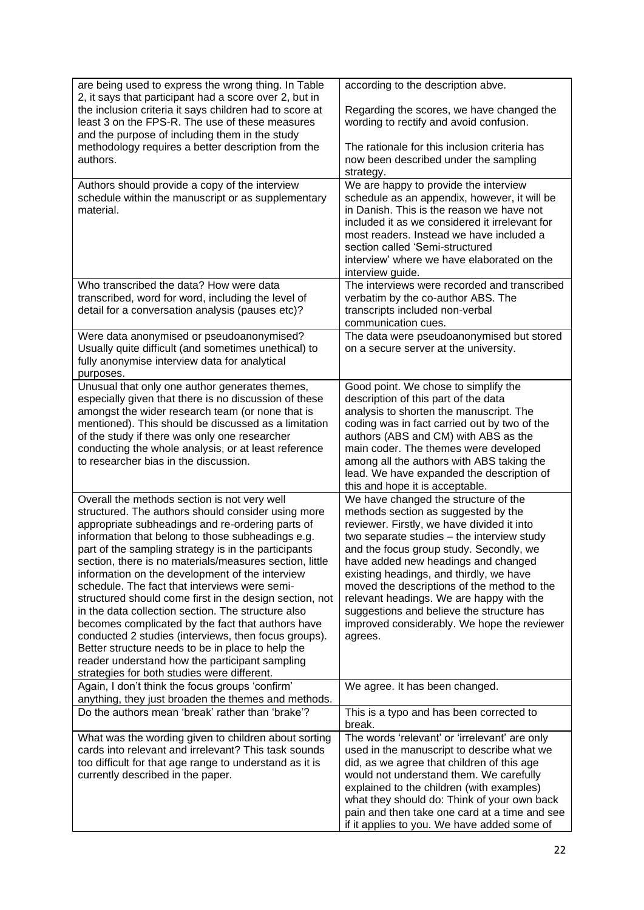| | |
|---|---|
| are being used to express the wrong thing. In Table 2, it says that participant had a score over 2, but in the inclusion criteria it says children had to score at least 3 on the FPS-R. The use of these measures and the purpose of including them in the study methodology requires a better description from the authors. | according to the description abve. Regarding the scores, we have changed the wording to rectify and avoid confusion. The rationale for this inclusion criteria has now been described under the sampling strategy. |
| Authors should provide a copy of the interview schedule within the manuscript or as supplementary material. | We are happy to provide the interview schedule as an appendix, however, it will be in Danish. This is the reason we have not included it as we considered it irrelevant for most readers. Instead we have included a section called 'Semi-structured interview' where we have elaborated on the interview guide. |
| Who transcribed the data? How were data transcribed, word for word, including the level of detail for a conversation analysis (pauses etc)? | The interviews were recorded and transcribed verbatim by the co-author ABS. The transcripts included non-verbal communication cues. |
| Were data anonymised or pseudoanonymised? Usually quite difficult (and sometimes unethical) to fully anonymise interview data for analytical purposes. | The data were pseudoanonymised but stored on a secure server at the university. |
| Unusual that only one author generates themes, especially given that there is no discussion of these amongst the wider research team (or none that is mentioned). This should be discussed as a limitation of the study if there was only one researcher conducting the whole analysis, or at least reference to researcher bias in the discussion. | Good point. We chose to simplify the description of this part of the data analysis to shorten the manuscript. The coding was in fact carried out by two of the authors (ABS and CM) with ABS as the main coder. The themes were developed among all the authors with ABS taking the lead. We have expanded the description of this and hope it is acceptable. |
| Overall the methods section is not very well structured. The authors should consider using more appropriate subheadings and re-ordering parts of information that belong to those subheadings e.g. part of the sampling strategy is in the participants section, there is no materials/measures section, little information on the development of the interview schedule. The fact that interviews were semi-structured should come first in the design section, not in the data collection section. The structure also becomes complicated by the fact that authors have conducted 2 studies (interviews, then focus groups). Better structure needs to be in place to help the reader understand how the participant sampling strategies for both studies were different. | We have changed the structure of the methods section as suggested by the reviewer. Firstly, we have divided it into two separate studies – the interview study and the focus group study. Secondly, we have added new headings and changed existing headings, and thirdly, we have moved the descriptions of the method to the relevant headings. We are happy with the suggestions and believe the structure has improved considerably. We hope the reviewer agrees. |
| Again, I don't think the focus groups 'confirm' anything, they just broaden the themes and methods. | We agree. It has been changed. |
| Do the authors mean 'break' rather than 'brake'? | This is a typo and has been corrected to break. |
| What was the wording given to children about sorting cards into relevant and irrelevant? This task sounds too difficult for that age range to understand as it is currently described in the paper. | The words 'relevant' or 'irrelevant' are only used in the manuscript to describe what we did, as we agree that children of this age would not understand them. We carefully explained to the children (with examples) what they should do: Think of your own back pain and then take one card at a time and see if it applies to you. We have added some of |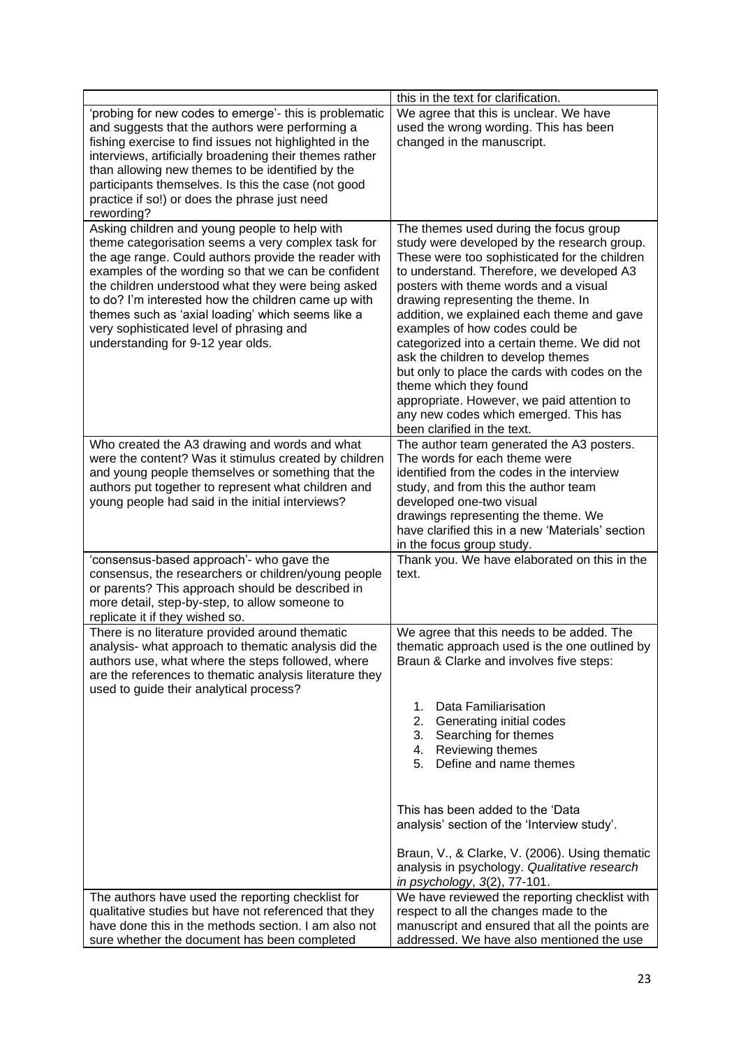|  |  |
|---|---|
|  | this in the text for clarification. |
| 'probing for new codes to emerge'- this is problematic and suggests that the authors were performing a fishing exercise to find issues not highlighted in the interviews, artificially broadening their themes rather than allowing new themes to be identified by the participants themselves. Is this the case (not good practice if so!) or does the phrase just need rewording? | We agree that this is unclear. We have used the wrong wording. This has been changed in the manuscript. |
| Asking children and young people to help with theme categorisation seems a very complex task for the age range. Could authors provide the reader with examples of the wording so that we can be confident the children understood what they were being asked to do? I'm interested how the children came up with themes such as 'axial loading' which seems like a very sophisticated level of phrasing and understanding for 9-12 year olds. | The themes used during the focus group study were developed by the research group. These were too sophisticated for the children to understand. Therefore, we developed A3 posters with theme words and a visual drawing representing the theme. In addition, we explained each theme and gave examples of how codes could be categorized into a certain theme. We did not ask the children to develop themes but only to place the cards with codes on the theme which they found appropriate. However, we paid attention to any new codes which emerged. This has been clarified in the text. |
| Who created the A3 drawing and words and what were the content? Was it stimulus created by children and young people themselves or something that the authors put together to represent what children and young people had said in the initial interviews? | The author team generated the A3 posters. The words for each theme were identified from the codes in the interview study, and from this the author team developed one-two visual drawings representing the theme. We have clarified this in a new 'Materials' section in the focus group study. |
| 'consensus-based approach'- who gave the consensus, the researchers or children/young people or parents? This approach should be described in more detail, step-by-step, to allow someone to replicate it if they wished so. | Thank you. We have elaborated on this in the text. |
| There is no literature provided around thematic analysis- what approach to thematic analysis did the authors use, what where the steps followed, where are the references to thematic analysis literature they used to guide their analytical process? | We agree that this needs to be added. The thematic approach used is the one outlined by Braun & Clarke and involves five steps:<br><br>1. Data Familiarisation<br>2. Generating initial codes<br>3. Searching for themes<br>4. Reviewing themes<br>5. Define and name themes<br><br>This has been added to the 'Data analysis' section of the 'Interview study'.<br><br>Braun, V., & Clarke, V. (2006). Using thematic analysis in psychology. *Qualitative research in psychology*, *3*(2), 77-101. |
| The authors have used the reporting checklist for qualitative studies but have not referenced that they have done this in the methods section. I am also not sure whether the document has been completed | We have reviewed the reporting checklist with respect to all the changes made to the manuscript and ensured that all the points are addressed. We have also mentioned the use |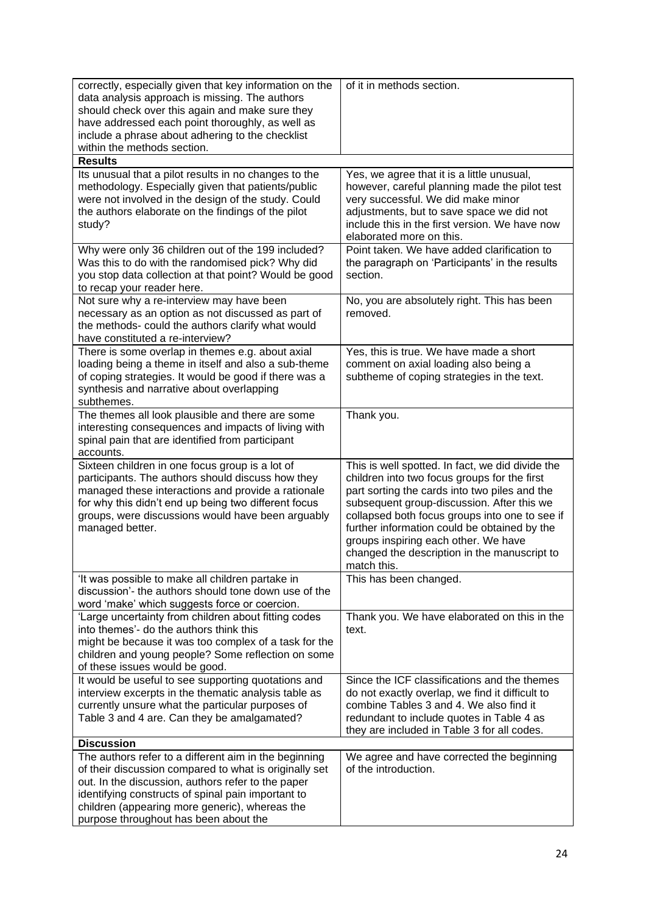| | |
|---|---|
| correctly, especially given that key information on the data analysis approach is missing. The authors should check over this again and make sure they have addressed each point thoroughly, as well as include a phrase about adhering to the checklist within the methods section. | of it in methods section. |
| **Results** | |
| Its unusual that a pilot results in no changes to the methodology. Especially given that patients/public were not involved in the design of the study. Could the authors elaborate on the findings of the pilot study? | Yes, we agree that it is a little unusual, however, careful planning made the pilot test very successful. We did make minor adjustments, but to save space we did not include this in the first version. We have now elaborated more on this. |
| Why were only 36 children out of the 199 included? Was this to do with the randomised pick? Why did you stop data collection at that point? Would be good to recap your reader here. | Point taken. We have added clarification to the paragraph on 'Participants' in the results section. |
| Not sure why a re-interview may have been necessary as an option as not discussed as part of the methods- could the authors clarify what would have constituted a re-interview? | No, you are absolutely right. This has been removed. |
| There is some overlap in themes e.g. about axial loading being a theme in itself and also a sub-theme of coping strategies. It would be good if there was a synthesis and narrative about overlapping subthemes. | Yes, this is true. We have made a short comment on axial loading also being a subtheme of coping strategies in the text. |
| The themes all look plausible and there are some interesting consequences and impacts of living with spinal pain that are identified from participant accounts. | Thank you. |
| Sixteen children in one focus group is a lot of participants. The authors should discuss how they managed these interactions and provide a rationale for why this didn't end up being two different focus groups, were discussions would have been arguably managed better. | This is well spotted. In fact, we did divide the children into two focus groups for the first part sorting the cards into two piles and the subsequent group-discussion. After this we collapsed both focus groups into one to see if further information could be obtained by the groups inspiring each other. We have changed the description in the manuscript to match this. |
| 'It was possible to make all children partake in discussion'- the authors should tone down use of the word 'make' which suggests force or coercion. | This has been changed. |
| 'Large uncertainty from children about fitting codes into themes'- do the authors think this might be because it was too complex of a task for the children and young people? Some reflection on some of these issues would be good. | Thank you. We have elaborated on this in the text. |
| It would be useful to see supporting quotations and interview excerpts in the thematic analysis table as currently unsure what the particular purposes of Table 3 and 4 are. Can they be amalgamated? | Since the ICF classifications and the themes do not exactly overlap, we find it difficult to combine Tables 3 and 4. We also find it redundant to include quotes in Table 4 as they are included in Table 3 for all codes. |
| **Discussion** | |
| The authors refer to a different aim in the beginning of their discussion compared to what is originally set out. In the discussion, authors refer to the paper identifying constructs of spinal pain important to children (appearing more generic), whereas the purpose throughout has been about the | We agree and have corrected the beginning of the introduction. |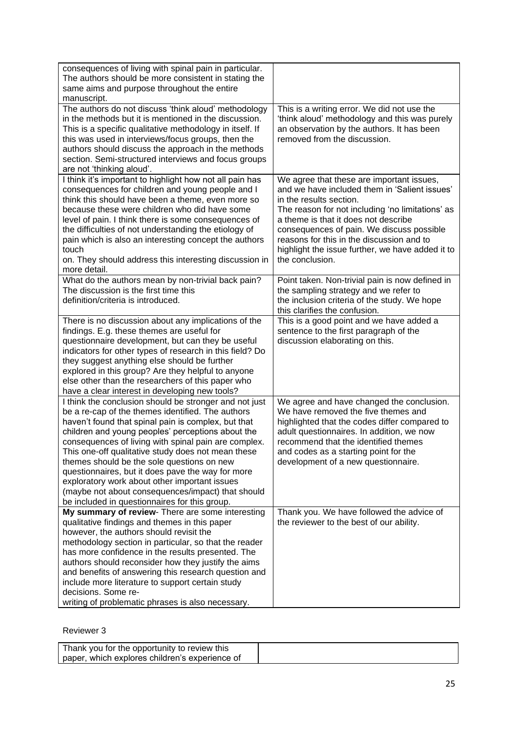| | |
|---|---|
| consequences of living with spinal pain in particular. The authors should be more consistent in stating the same aims and purpose throughout the entire manuscript. | |
| The authors do not discuss 'think aloud' methodology in the methods but it is mentioned in the discussion. This is a specific qualitative methodology in itself. If this was used in interviews/focus groups, then the authors should discuss the approach in the methods section. Semi-structured interviews and focus groups are not 'thinking aloud'. | This is a writing error. We did not use the 'think aloud' methodology and this was purely an observation by the authors. It has been removed from the discussion. |
| I think it's important to highlight how not all pain has consequences for children and young people and I think this should have been a theme, even more so because these were children who did have some level of pain. I think there is some consequences of the difficulties of not understanding the etiology of pain which is also an interesting concept the authors touch on. They should address this interesting discussion in more detail. | We agree that these are important issues, and we have included them in 'Salient issues' in the results section. The reason for not including 'no limitations' as a theme is that it does not describe consequences of pain. We discuss possible reasons for this in the discussion and to highlight the issue further, we have added it to the conclusion. |
| What do the authors mean by non-trivial back pain? The discussion is the first time this definition/criteria is introduced. | Point taken. Non-trivial pain is now defined in the sampling strategy and we refer to the inclusion criteria of the study. We hope this clarifies the confusion. |
| There is no discussion about any implications of the findings. E.g. these themes are useful for questionnaire development, but can they be useful indicators for other types of research in this field? Do they suggest anything else should be further explored in this group? Are they helpful to anyone else other than the researchers of this paper who have a clear interest in developing new tools? | This is a good point and we have added a sentence to the first paragraph of the discussion elaborating on this. |
| I think the conclusion should be stronger and not just be a re-cap of the themes identified. The authors haven't found that spinal pain is complex, but that children and young peoples' perceptions about the consequences of living with spinal pain are complex. This one-off qualitative study does not mean these themes should be the sole questions on new questionnaires, but it does pave the way for more exploratory work about other important issues (maybe not about consequences/impact) that should be included in questionnaires for this group. | We agree and have changed the conclusion. We have removed the five themes and highlighted that the codes differ compared to adult questionnaires. In addition, we now recommend that the identified themes and codes as a starting point for the development of a new questionnaire. |
| **My summary of review**- There are some interesting qualitative findings and themes in this paper however, the authors should revisit the methodology section in particular, so that the reader has more confidence in the results presented. The authors should reconsider how they justify the aims and benefits of answering this research question and include more literature to support certain study decisions. Some re-writing of problematic phrases is also necessary. | Thank you. We have followed the advice of the reviewer to the best of our ability. |

Reviewer 3

| | |
|---|---|
| Thank you for the opportunity to review this paper, which explores children's experience of | |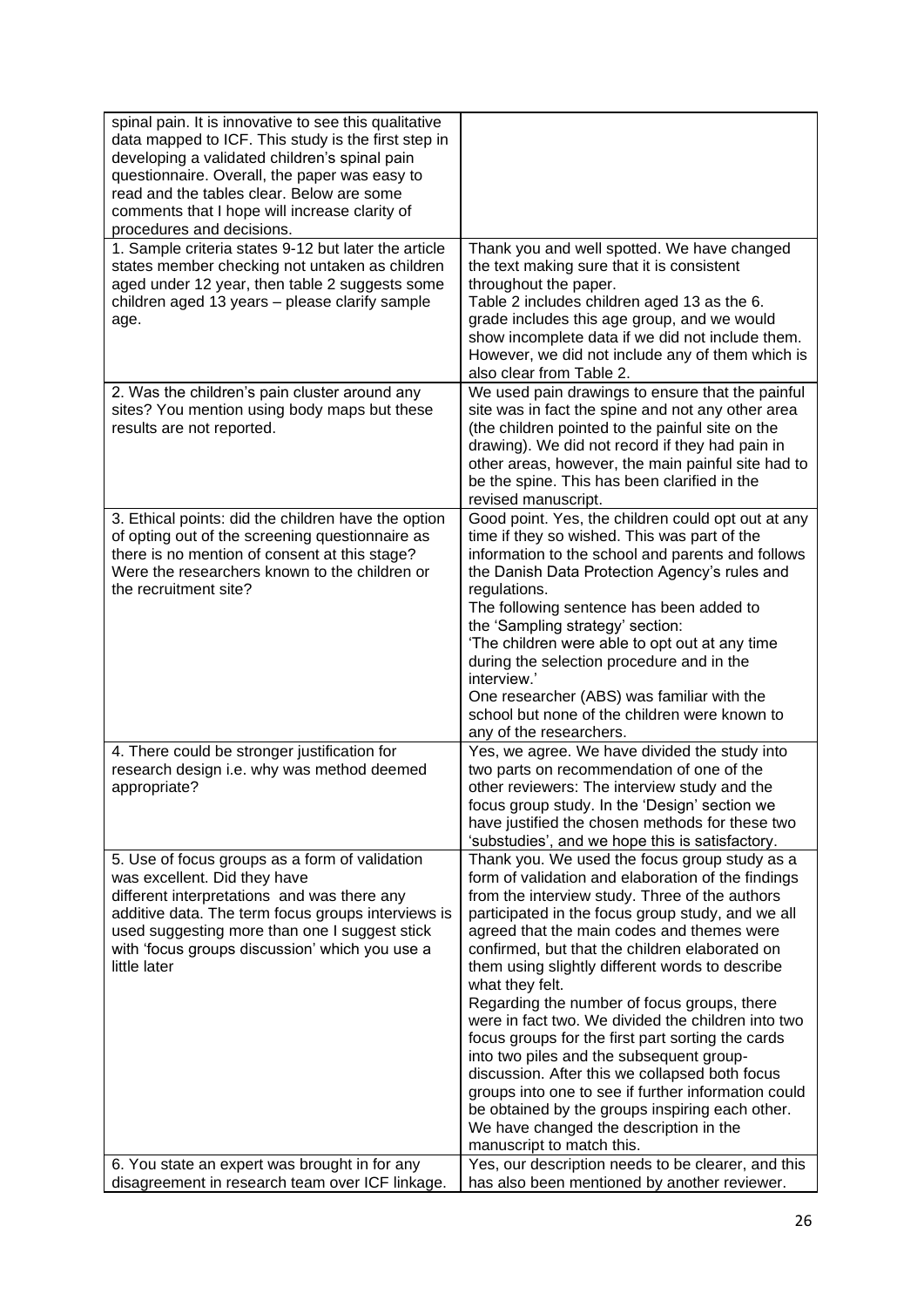| | |
|---|---|
| spinal pain. It is innovative to see this qualitative data mapped to ICF. This study is the first step in developing a validated children's spinal pain questionnaire. Overall, the paper was easy to read and the tables clear. Below are some comments that I hope will increase clarity of procedures and decisions. | |
| 1. Sample criteria states 9-12 but later the article states member checking not untaken as children aged under 12 year, then table 2 suggests some children aged 13 years – please clarify sample age. | Thank you and well spotted. We have changed the text making sure that it is consistent throughout the paper.<br>Table 2 includes children aged 13 as the 6. grade includes this age group, and we would show incomplete data if we did not include them. However, we did not include any of them which is also clear from Table 2. |
| 2. Was the children's pain cluster around any sites? You mention using body maps but these results are not reported. | We used pain drawings to ensure that the painful site was in fact the spine and not any other area (the children pointed to the painful site on the drawing). We did not record if they had pain in other areas, however, the main painful site had to be the spine. This has been clarified in the revised manuscript. |
| 3. Ethical points: did the children have the option of opting out of the screening questionnaire as there is no mention of consent at this stage? Were the researchers known to the children or the recruitment site? | Good point. Yes, the children could opt out at any time if they so wished. This was part of the information to the school and parents and follows the Danish Data Protection Agency's rules and regulations.<br>The following sentence has been added to the 'Sampling strategy' section:<br>'The children were able to opt out at any time during the selection procedure and in the interview.'<br>One researcher (ABS) was familiar with the school but none of the children were known to any of the researchers. |
| 4. There could be stronger justification for research design i.e. why was method deemed appropriate? | Yes, we agree. We have divided the study into two parts on recommendation of one of the other reviewers: The interview study and the focus group study. In the 'Design' section we have justified the chosen methods for these two 'substudies', and we hope this is satisfactory. |
| 5. Use of focus groups as a form of validation was excellent. Did they have different interpretations and was there any additive data. The term focus groups interviews is used suggesting more than one I suggest stick with 'focus groups discussion' which you use a little later | Thank you. We used the focus group study as a form of validation and elaboration of the findings from the interview study. Three of the authors participated in the focus group study, and we all agreed that the main codes and themes were confirmed, but that the children elaborated on them using slightly different words to describe what they felt.<br>Regarding the number of focus groups, there were in fact two. We divided the children into two focus groups for the first part sorting the cards into two piles and the subsequent group-discussion. After this we collapsed both focus groups into one to see if further information could be obtained by the groups inspiring each other. We have changed the description in the manuscript to match this. |
| 6. You state an expert was brought in for any disagreement in research team over ICF linkage. | Yes, our description needs to be clearer, and this has also been mentioned by another reviewer. |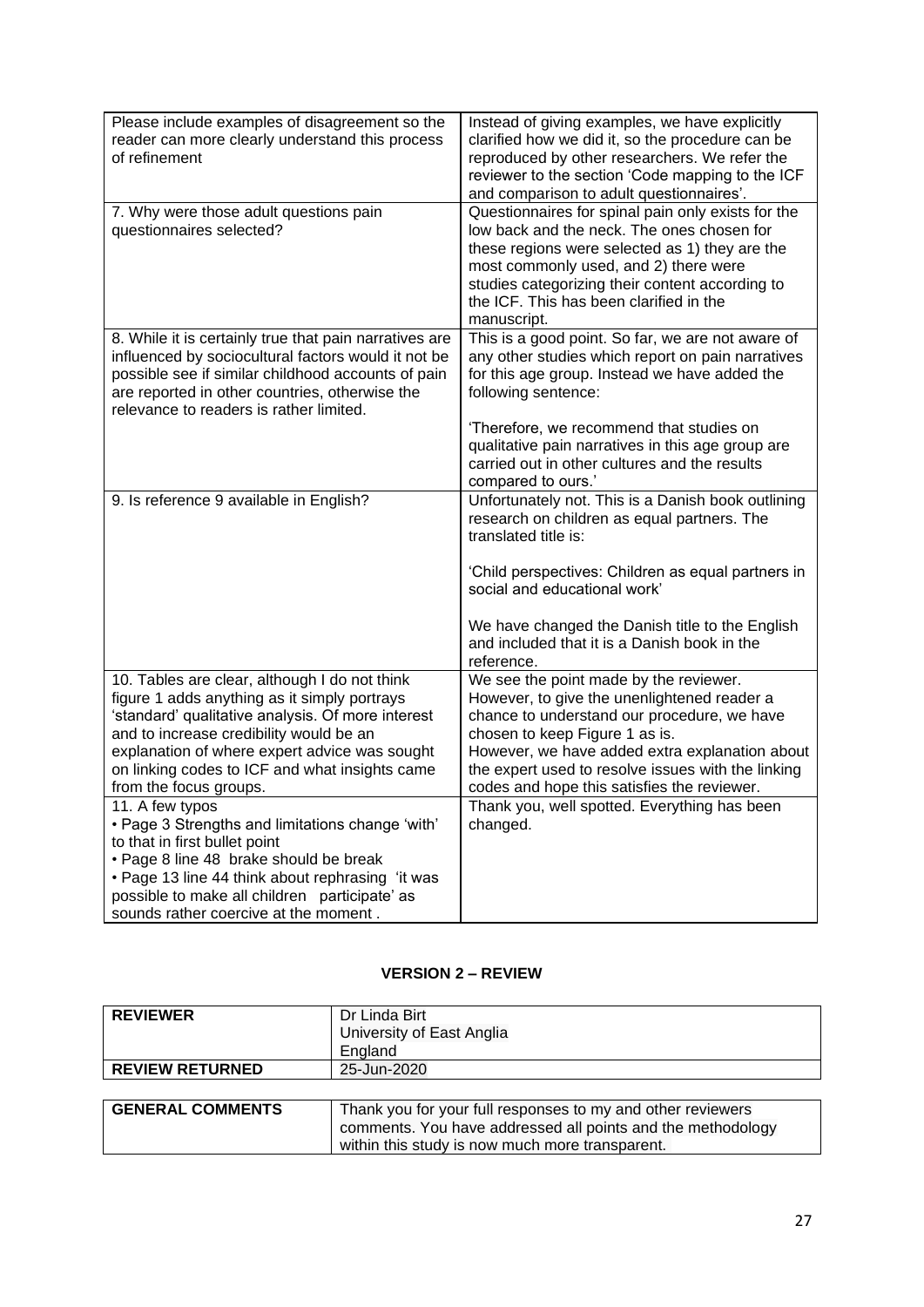| | |
|---|---|
| Please include examples of disagreement so the reader can more clearly understand this process of refinement | Instead of giving examples, we have explicitly clarified how we did it, so the procedure can be reproduced by other researchers. We refer the reviewer to the section 'Code mapping to the ICF and comparison to adult questionnaires'. |
| 7. Why were those adult questions pain questionnaires selected? | Questionnaires for spinal pain only exists for the low back and the neck. The ones chosen for these regions were selected as 1) they are the most commonly used, and 2) there were studies categorizing their content according to the ICF. This has been clarified in the manuscript. |
| 8. While it is certainly true that pain narratives are influenced by sociocultural factors would it not be possible see if similar childhood accounts of pain are reported in other countries, otherwise the relevance to readers is rather limited. | This is a good point. So far, we are not aware of any other studies which report on pain narratives for this age group. Instead we have added the following sentence:<br><br>'Therefore, we recommend that studies on qualitative pain narratives in this age group are carried out in other cultures and the results compared to ours.' |
| 9. Is reference 9 available in English? | Unfortunately not. This is a Danish book outlining research on children as equal partners. The translated title is:<br><br>'Child perspectives: Children as equal partners in social and educational work'<br><br>We have changed the Danish title to the English and included that it is a Danish book in the reference. |
| 10. Tables are clear, although I do not think figure 1 adds anything as it simply portrays 'standard' qualitative analysis. Of more interest and to increase credibility would be an explanation of where expert advice was sought on linking codes to ICF and what insights came from the focus groups. | We see the point made by the reviewer. However, to give the unenlightened reader a chance to understand our procedure, we have chosen to keep Figure 1 as is.<br>However, we have added extra explanation about the expert used to resolve issues with the linking codes and hope this satisfies the reviewer. |
| 11. A few typos<br>• Page 3 Strengths and limitations change 'with' to that in first bullet point<br>• Page 8 line 48 brake should be break<br>• Page 13 line 44 think about rephrasing 'it was possible to make all children participate' as sounds rather coercive at the moment . | Thank you, well spotted. Everything has been changed. |

## VERSION 2 – REVIEW

| | |
|---|---|
| **REVIEWER** | Dr Linda Birt<br>University of East Anglia<br>England |
| **REVIEW RETURNED** | 25-Jun-2020 |

| | |
|---|---|
| **GENERAL COMMENTS** | Thank you for your full responses to my and other reviewers comments. You have addressed all points and the methodology within this study is now much more transparent. |